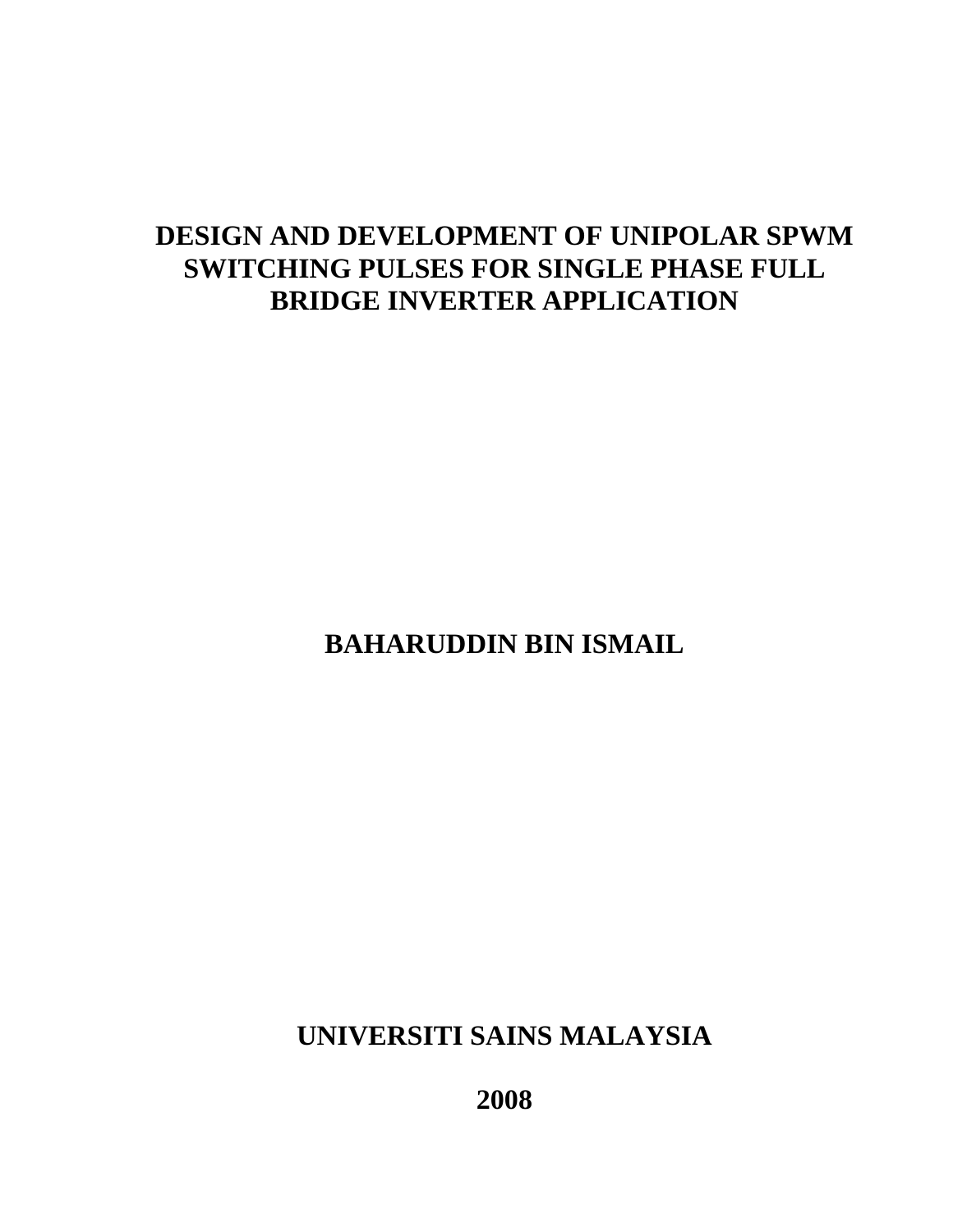# DESIGN AND DEVELOPMENT OF UNIPOLAR SPWM SWITCHING PULSES FOR SINGLE PHASE FULL BRIDGE INVERTER APPLICATION

**BAHARUDDIN BIN ISMAIL**

**UNIVERSITI SAINS MALAYSIA**

**2008**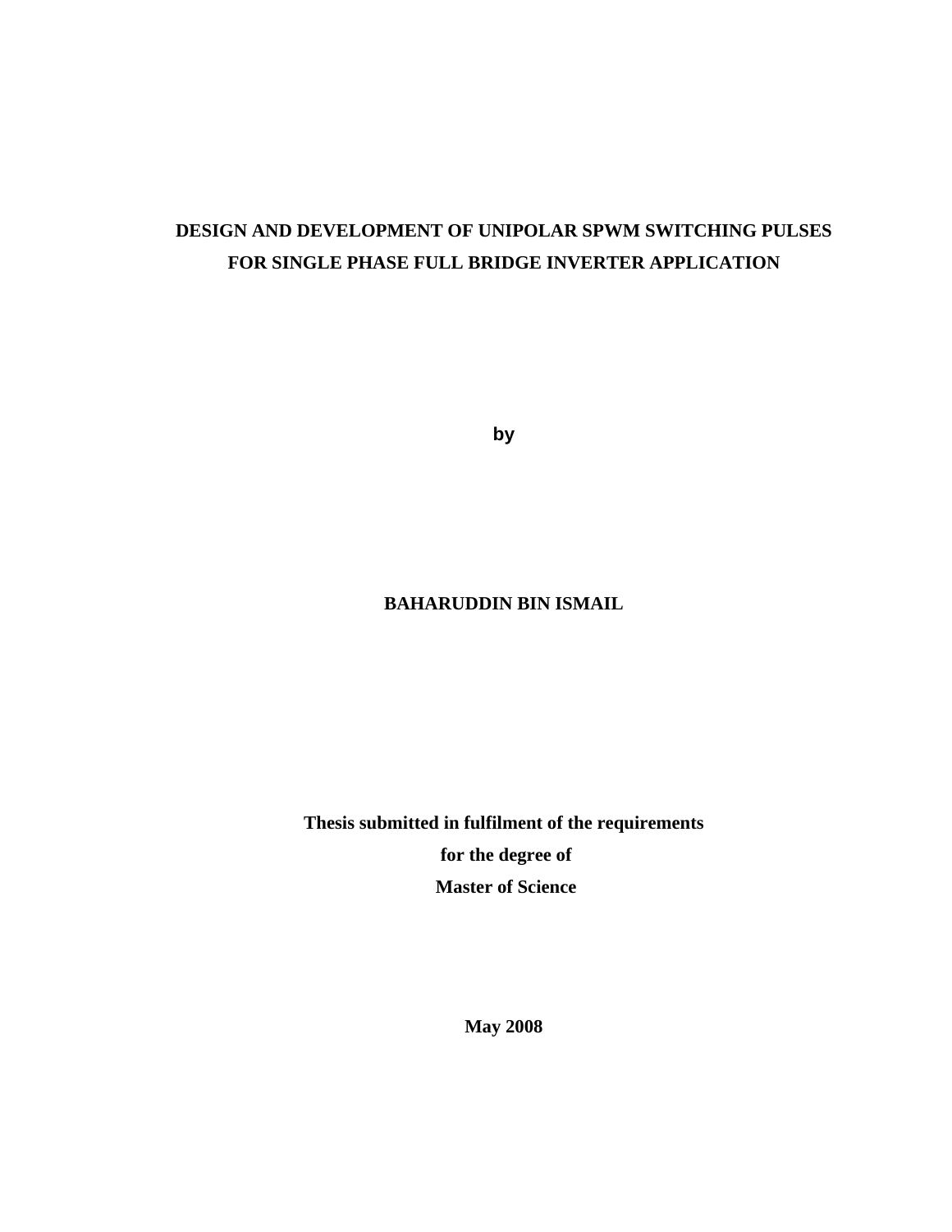# DESIGN AND DEVELOPMENT OF UNIPOLAR SPWM SWITCHING PULSES FOR SINGLE PHASE FULL BRIDGE INVERTER APPLICATION

**by**

**BAHARUDDIN BIN ISMAIL**

**Thesis submitted in fulfilment of the requirements**
**for the degree of**
**Master of Science**

**May 2008**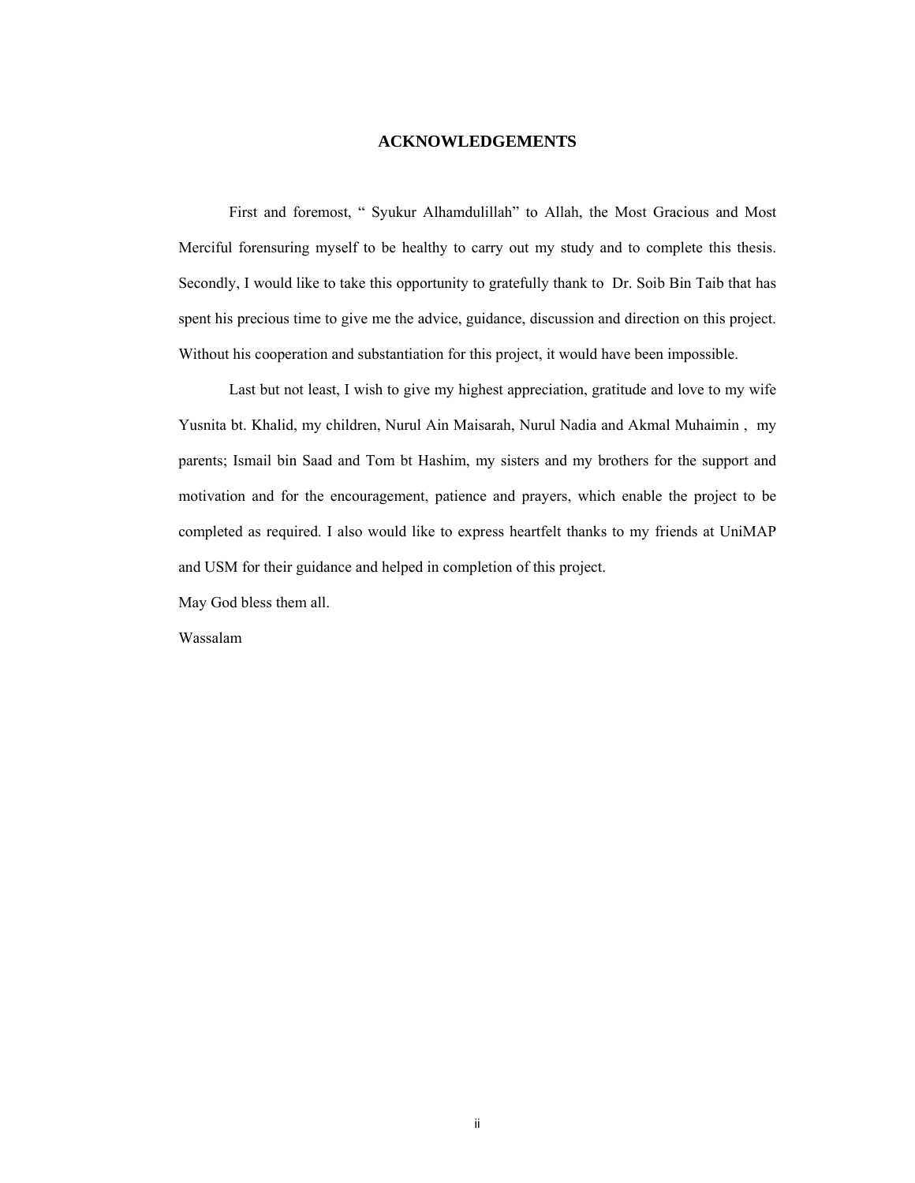# ACKNOWLEDGEMENTS

First and foremost, " Syukur Alhamdulillah" to Allah, the Most Gracious and Most Merciful forensuring myself to be healthy to carry out my study and to complete this thesis. Secondly, I would like to take this opportunity to gratefully thank to Dr. Soib Bin Taib that has spent his precious time to give me the advice, guidance, discussion and direction on this project. Without his cooperation and substantiation for this project, it would have been impossible.

Last but not least, I wish to give my highest appreciation, gratitude and love to my wife Yusnita bt. Khalid, my children, Nurul Ain Maisarah, Nurul Nadia and Akmal Muhaimin , my parents; Ismail bin Saad and Tom bt Hashim, my sisters and my brothers for the support and motivation and for the encouragement, patience and prayers, which enable the project to be completed as required. I also would like to express heartfelt thanks to my friends at UniMAP and USM for their guidance and helped in completion of this project.

May God bless them all.

Wassalam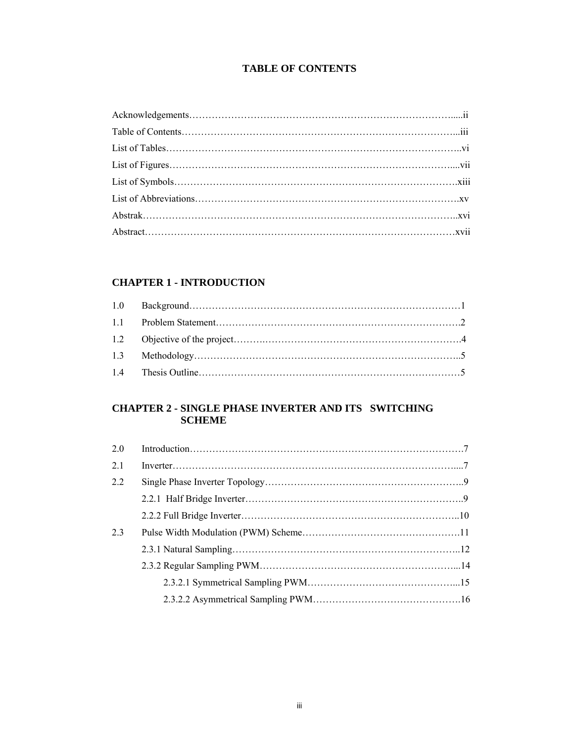# TABLE OF CONTENTS

Acknowledgements……………………………………………………………………….....ii
Table of Contents…………………………………………………………………………..iii
List of Tables……………………………………………………………………………….vi
List of Figures……………………………………………………………………………....vii
List of Symbols…………………………………………………………………………….xiii
List of Abbreviations……………………………………………………………………….xv
Abstrak……………………………………………………………………………………..xvi
Abstract…………………………………………………………………………………….xvii

## CHAPTER 1 - INTRODUCTION

1.0 Background………………………………………………………………………1
1.1 Problem Statement……………………………………………………………….2
1.2 Objective of the project………………………………………………………….4
1.3 Methodology……………………………………………………………………..5
1.4 Thesis Outline……………………………………………………………………5

## CHAPTER 2 - SINGLE PHASE INVERTER AND ITS SWITCHING SCHEME

2.0 Introduction……………………………………………………………………….7
2.1 Inverter…………………………………………………………………………....7
2.2 Single Phase Inverter Topology…………………………………………………..9
    2.2.1 Half Bridge Inverter……………………………………………………….9
    2.2.2 Full Bridge Inverter……………………………………………………….10
2.3 Pulse Width Modulation (PWM) Scheme……………………………………….11
    2.3.1 Natural Sampling………………………………………………………...12
    2.3.2 Regular Sampling PWM………………………………………………...14
        2.3.2.1 Symmetrical Sampling PWM……………………………………...15
        2.3.2.2 Asymmetrical Sampling PWM…………………………………….16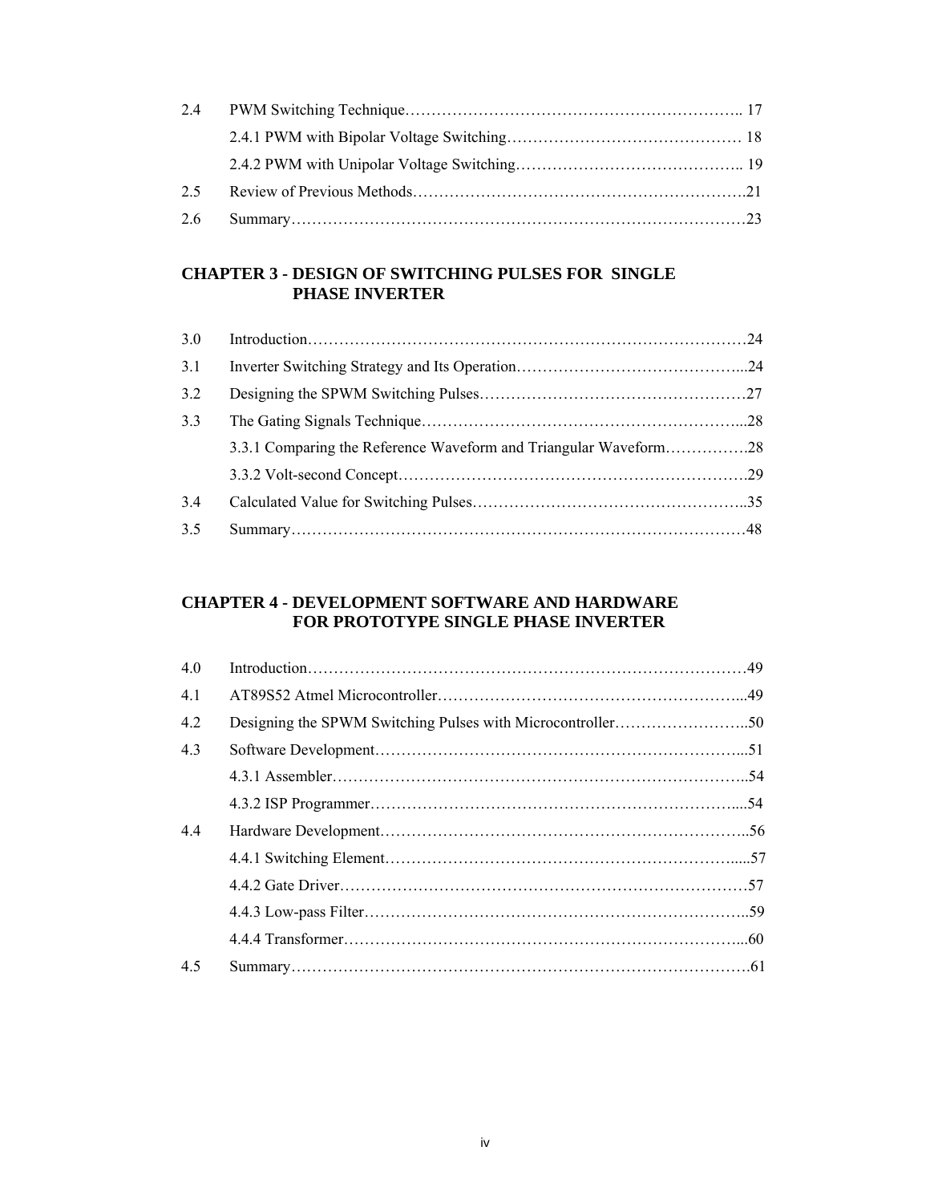| | | |
|---|---|---|
| 2.4 | PWM Switching Technique | 17 |
| | 2.4.1 PWM with Bipolar Voltage Switching | 18 |
| | 2.4.2 PWM with Unipolar Voltage Switching | 19 |
| 2.5 | Review of Previous Methods | 21 |
| 2.6 | Summary | 23 |

## CHAPTER 3 - DESIGN OF SWITCHING PULSES FOR SINGLE PHASE INVERTER

| | | |
|---|---|---|
| 3.0 | Introduction | 24 |
| 3.1 | Inverter Switching Strategy and Its Operation | 24 |
| 3.2 | Designing the SPWM Switching Pulses | 27 |
| 3.3 | The Gating Signals Technique | 28 |
| | 3.3.1 Comparing the Reference Waveform and Triangular Waveform | 28 |
| | 3.3.2 Volt-second Concept | 29 |
| 3.4 | Calculated Value for Switching Pulses | 35 |
| 3.5 | Summary | 48 |

## CHAPTER 4 - DEVELOPMENT SOFTWARE AND HARDWARE FOR PROTOTYPE SINGLE PHASE INVERTER

| | | |
|---|---|---|
| 4.0 | Introduction | 49 |
| 4.1 | AT89S52 Atmel Microcontroller | 49 |
| 4.2 | Designing the SPWM Switching Pulses with Microcontroller | 50 |
| 4.3 | Software Development | 51 |
| | 4.3.1 Assembler | 54 |
| | 4.3.2 ISP Programmer | 54 |
| 4.4 | Hardware Development | 56 |
| | 4.4.1 Switching Element | 57 |
| | 4.4.2 Gate Driver | 57 |
| | 4.4.3 Low-pass Filter | 59 |
| | 4.4.4 Transformer | 60 |
| 4.5 | Summary | 61 |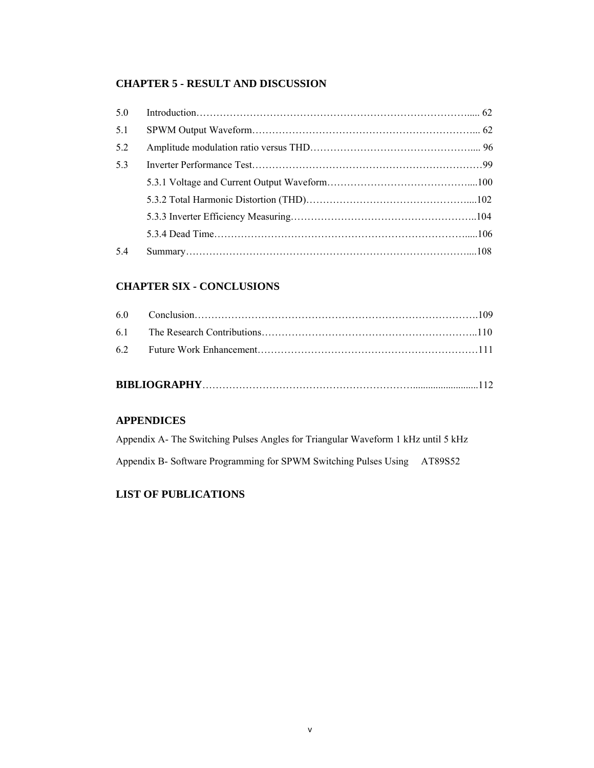## CHAPTER 5 - RESULT AND DISCUSSION

5.0 Introduction………………………………………………………………………..... 62

5.1 SPWM Output Waveform…………………………………………………………... 62

5.2 Amplitude modulation ratio versus THD………………………………………….... 96

5.3 Inverter Performance Test……………………………………………………………99

5.3.1 Voltage and Current Output Waveform……………………………………....100

5.3.2 Total Harmonic Distortion (THD)…………………………………………....102

5.3.3 Inverter Efficiency Measuring………………………………………………..104

5.3.4 Dead Time…………………………………………………………………......106

5.4 Summary…………………………………………………………………………....108

## CHAPTER SIX - CONCLUSIONS

6.0 Conclusion………………………………………………………………………….109

6.1 The Research Contributions………………………………………………………..110

6.2 Future Work Enhancement…………………………………………………………111

**BIBLIOGRAPHY**…………………………………………………………..........................112

## APPENDICES

Appendix A- The Switching Pulses Angles for Triangular Waveform 1 kHz until 5 kHz

Appendix B- Software Programming for SPWM Switching Pulses Using AT89S52

## LIST OF PUBLICATIONS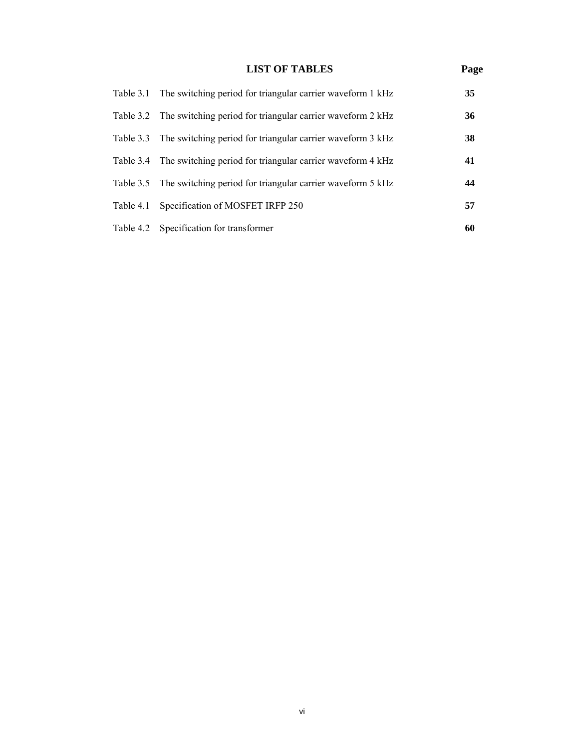# LIST OF TABLES

| | | Page |
|---|---|---|
| Table 3.1 | The switching period for triangular carrier waveform 1 kHz | **35** |
| Table 3.2 | The switching period for triangular carrier waveform 2 kHz | **36** |
| Table 3.3 | The switching period for triangular carrier waveform 3 kHz | **38** |
| Table 3.4 | The switching period for triangular carrier waveform 4 kHz | **41** |
| Table 3.5 | The switching period for triangular carrier waveform 5 kHz | **44** |
| Table 4.1 | Specification of MOSFET IRFP 250 | **57** |
| Table 4.2 | Specification for transformer | **60** |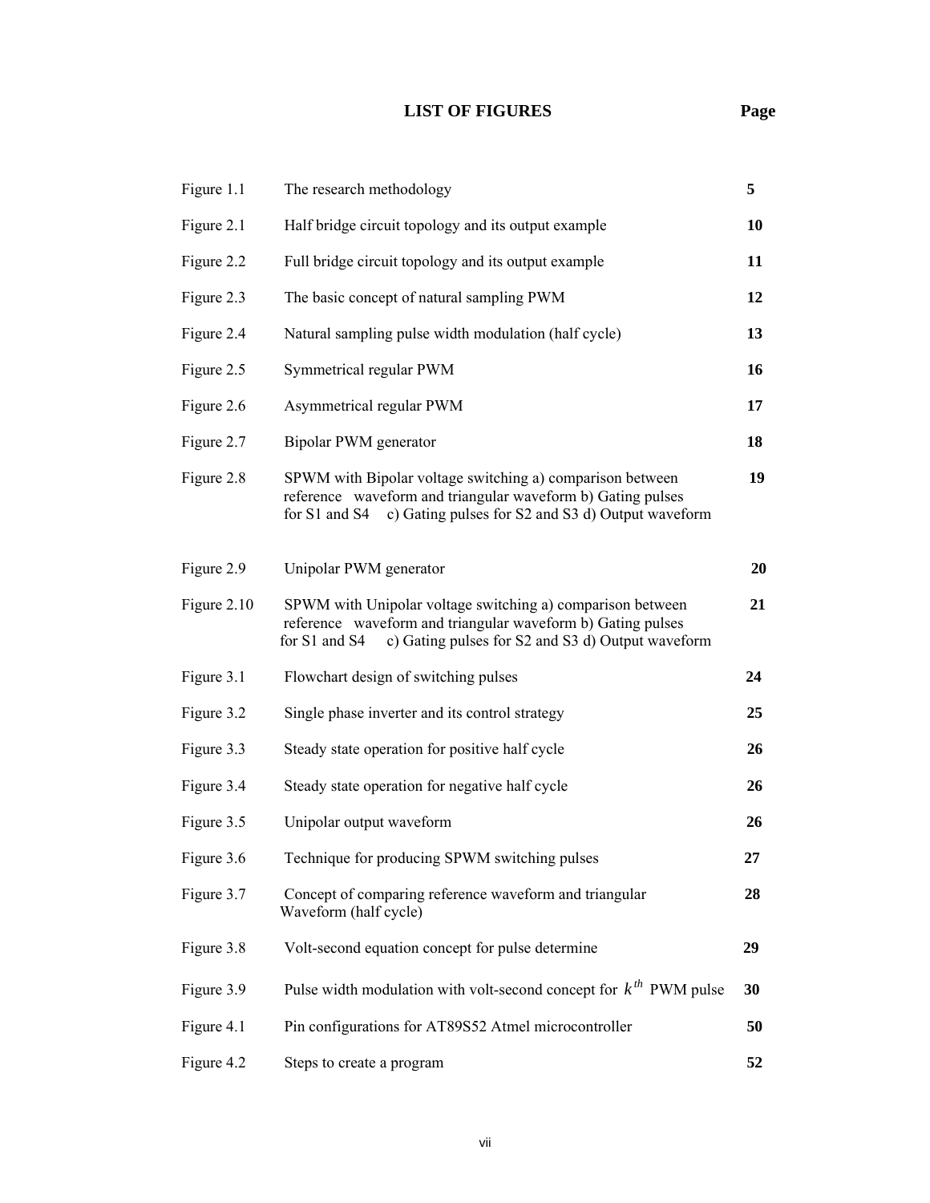# LIST OF FIGURES

| | | Page |
|---|---|---|
| Figure 1.1 | The research methodology | **5** |
| Figure 2.1 | Half bridge circuit topology and its output example | **10** |
| Figure 2.2 | Full bridge circuit topology and its output example | **11** |
| Figure 2.3 | The basic concept of natural sampling PWM | **12** |
| Figure 2.4 | Natural sampling pulse width modulation (half cycle) | **13** |
| Figure 2.5 | Symmetrical regular PWM | **16** |
| Figure 2.6 | Asymmetrical regular PWM | **17** |
| Figure 2.7 | Bipolar PWM generator | **18** |
| Figure 2.8 | SPWM with Bipolar voltage switching a) comparison between reference waveform and triangular waveform b) Gating pulses for S1 and S4 c) Gating pulses for S2 and S3 d) Output waveform | **19** |
| Figure 2.9 | Unipolar PWM generator | **20** |
| Figure 2.10 | SPWM with Unipolar voltage switching a) comparison between reference waveform and triangular waveform b) Gating pulses for S1 and S4 c) Gating pulses for S2 and S3 d) Output waveform | **21** |
| Figure 3.1 | Flowchart design of switching pulses | **24** |
| Figure 3.2 | Single phase inverter and its control strategy | **25** |
| Figure 3.3 | Steady state operation for positive half cycle | **26** |
| Figure 3.4 | Steady state operation for negative half cycle | **26** |
| Figure 3.5 | Unipolar output waveform | **26** |
| Figure 3.6 | Technique for producing SPWM switching pulses | **27** |
| Figure 3.7 | Concept of comparing reference waveform and triangular Waveform (half cycle) | **28** |
| Figure 3.8 | Volt-second equation concept for pulse determine | **29** |
| Figure 3.9 | Pulse width modulation with volt-second concept for $k^{th}$ PWM pulse | **30** |
| Figure 4.1 | Pin configurations for AT89S52 Atmel microcontroller | **50** |
| Figure 4.2 | Steps to create a program | **52** |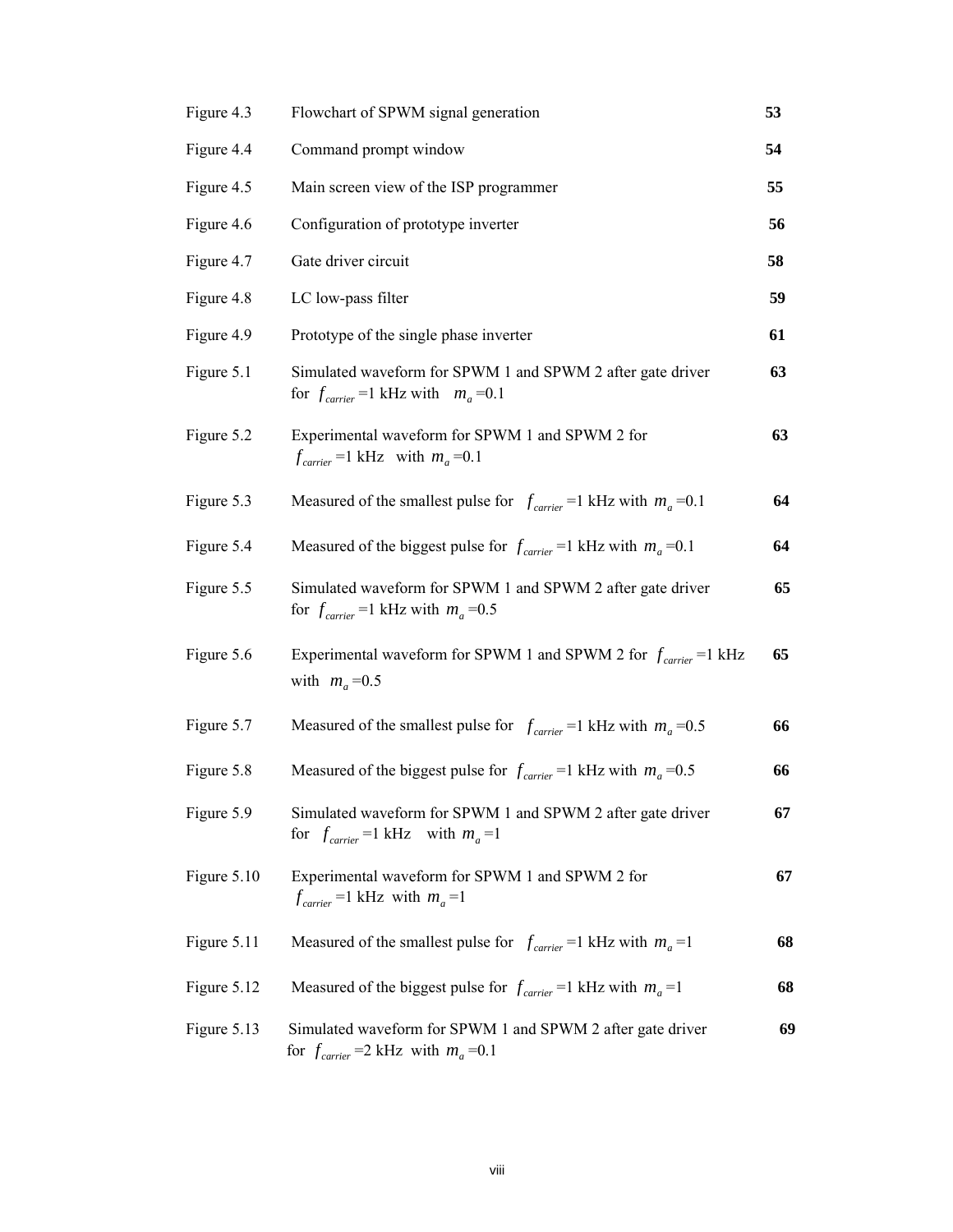| | | |
|---|---|---|
| Figure 4.3 | Flowchart of SPWM signal generation | **53** |
| Figure 4.4 | Command prompt window | **54** |
| Figure 4.5 | Main screen view of the ISP programmer | **55** |
| Figure 4.6 | Configuration of prototype inverter | **56** |
| Figure 4.7 | Gate driver circuit | **58** |
| Figure 4.8 | LC low-pass filter | **59** |
| Figure 4.9 | Prototype of the single phase inverter | **61** |
| Figure 5.1 | Simulated waveform for SPWM 1 and SPWM 2 after gate driver for $f_{carrier}$ =1 kHz with $m_a$ =0.1 | **63** |
| Figure 5.2 | Experimental waveform for SPWM 1 and SPWM 2 for $f_{carrier}$ =1 kHz with $m_a$ =0.1 | **63** |
| Figure 5.3 | Measured of the smallest pulse for $f_{carrier}$ =1 kHz with $m_a$ =0.1 | **64** |
| Figure 5.4 | Measured of the biggest pulse for $f_{carrier}$ =1 kHz with $m_a$ =0.1 | **64** |
| Figure 5.5 | Simulated waveform for SPWM 1 and SPWM 2 after gate driver for $f_{carrier}$ =1 kHz with $m_a$ =0.5 | **65** |
| Figure 5.6 | Experimental waveform for SPWM 1 and SPWM 2 for $f_{carrier}$ =1 kHz with $m_a$ =0.5 | **65** |
| Figure 5.7 | Measured of the smallest pulse for $f_{carrier}$ =1 kHz with $m_a$ =0.5 | **66** |
| Figure 5.8 | Measured of the biggest pulse for $f_{carrier}$ =1 kHz with $m_a$ =0.5 | **66** |
| Figure 5.9 | Simulated waveform for SPWM 1 and SPWM 2 after gate driver for $f_{carrier}$ =1 kHz with $m_a$ =1 | **67** |
| Figure 5.10 | Experimental waveform for SPWM 1 and SPWM 2 for $f_{carrier}$ =1 kHz with $m_a$ =1 | **67** |
| Figure 5.11 | Measured of the smallest pulse for $f_{carrier}$ =1 kHz with $m_a$ =1 | **68** |
| Figure 5.12 | Measured of the biggest pulse for $f_{carrier}$ =1 kHz with $m_a$ =1 | **68** |
| Figure 5.13 | Simulated waveform for SPWM 1 and SPWM 2 after gate driver for $f_{carrier}$ =2 kHz with $m_a$ =0.1 | **69** |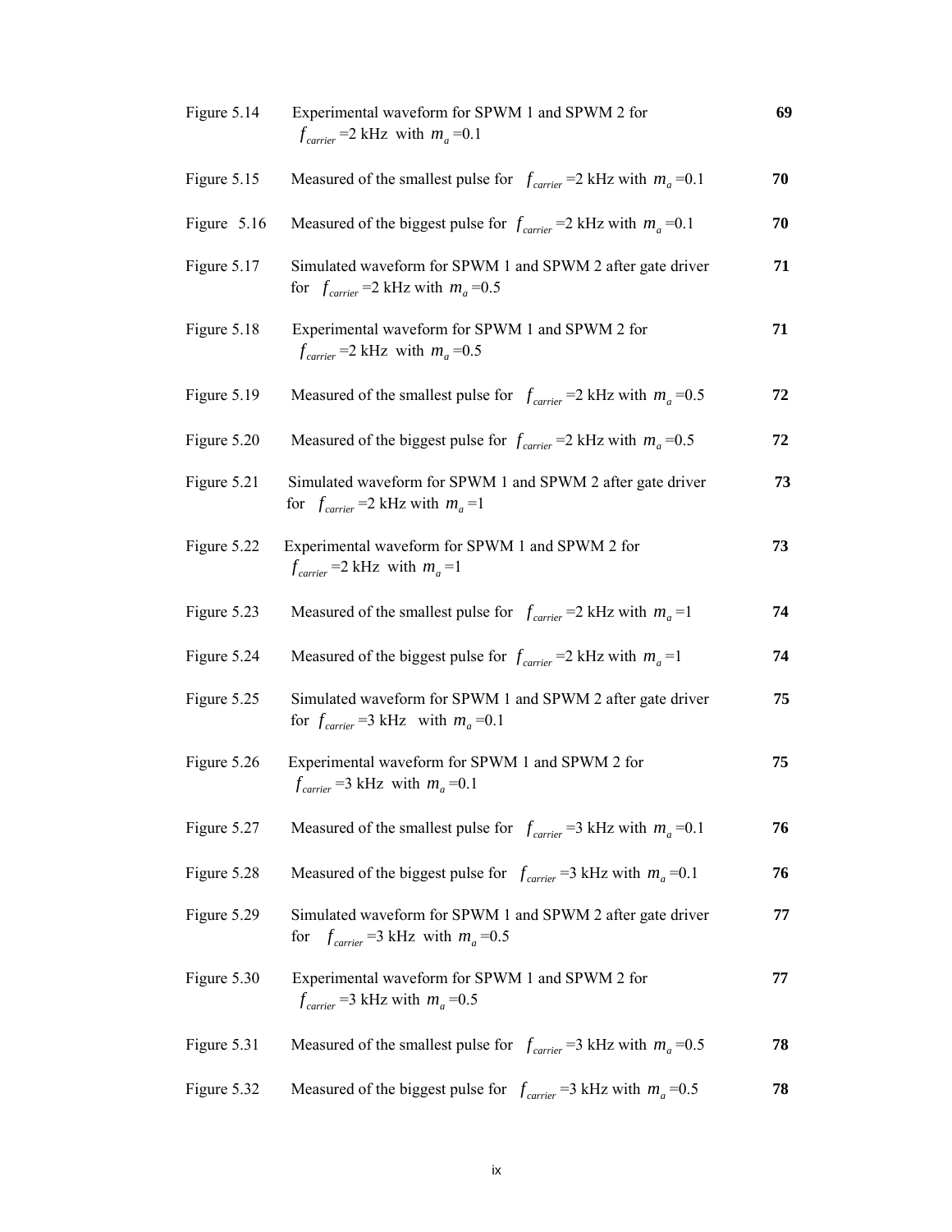| | | |
|---|---|---|
| Figure 5.14 | Experimental waveform for SPWM 1 and SPWM 2 for $f_{carrier}$ =2 kHz with $m_a$ =0.1 | **69** |
| Figure 5.15 | Measured of the smallest pulse for $f_{carrier}$ =2 kHz with $m_a$ =0.1 | **70** |
| Figure 5.16 | Measured of the biggest pulse for $f_{carrier}$ =2 kHz with $m_a$ =0.1 | **70** |
| Figure 5.17 | Simulated waveform for SPWM 1 and SPWM 2 after gate driver for $f_{carrier}$ =2 kHz with $m_a$ =0.5 | **71** |
| Figure 5.18 | Experimental waveform for SPWM 1 and SPWM 2 for $f_{carrier}$ =2 kHz with $m_a$ =0.5 | **71** |
| Figure 5.19 | Measured of the smallest pulse for $f_{carrier}$ =2 kHz with $m_a$ =0.5 | **72** |
| Figure 5.20 | Measured of the biggest pulse for $f_{carrier}$ =2 kHz with $m_a$ =0.5 | **72** |
| Figure 5.21 | Simulated waveform for SPWM 1 and SPWM 2 after gate driver for $f_{carrier}$ =2 kHz with $m_a$ =1 | **73** |
| Figure 5.22 | Experimental waveform for SPWM 1 and SPWM 2 for $f_{carrier}$ =2 kHz with $m_a$ =1 | **73** |
| Figure 5.23 | Measured of the smallest pulse for $f_{carrier}$ =2 kHz with $m_a$ =1 | **74** |
| Figure 5.24 | Measured of the biggest pulse for $f_{carrier}$ =2 kHz with $m_a$ =1 | **74** |
| Figure 5.25 | Simulated waveform for SPWM 1 and SPWM 2 after gate driver for $f_{carrier}$ =3 kHz with $m_a$ =0.1 | **75** |
| Figure 5.26 | Experimental waveform for SPWM 1 and SPWM 2 for $f_{carrier}$ =3 kHz with $m_a$ =0.1 | **75** |
| Figure 5.27 | Measured of the smallest pulse for $f_{carrier}$ =3 kHz with $m_a$ =0.1 | **76** |
| Figure 5.28 | Measured of the biggest pulse for $f_{carrier}$ =3 kHz with $m_a$ =0.1 | **76** |
| Figure 5.29 | Simulated waveform for SPWM 1 and SPWM 2 after gate driver for $f_{carrier}$ =3 kHz with $m_a$ =0.5 | **77** |
| Figure 5.30 | Experimental waveform for SPWM 1 and SPWM 2 for $f_{carrier}$ =3 kHz with $m_a$ =0.5 | **77** |
| Figure 5.31 | Measured of the smallest pulse for $f_{carrier}$ =3 kHz with $m_a$ =0.5 | **78** |
| Figure 5.32 | Measured of the biggest pulse for $f_{carrier}$ =3 kHz with $m_a$ =0.5 | **78** |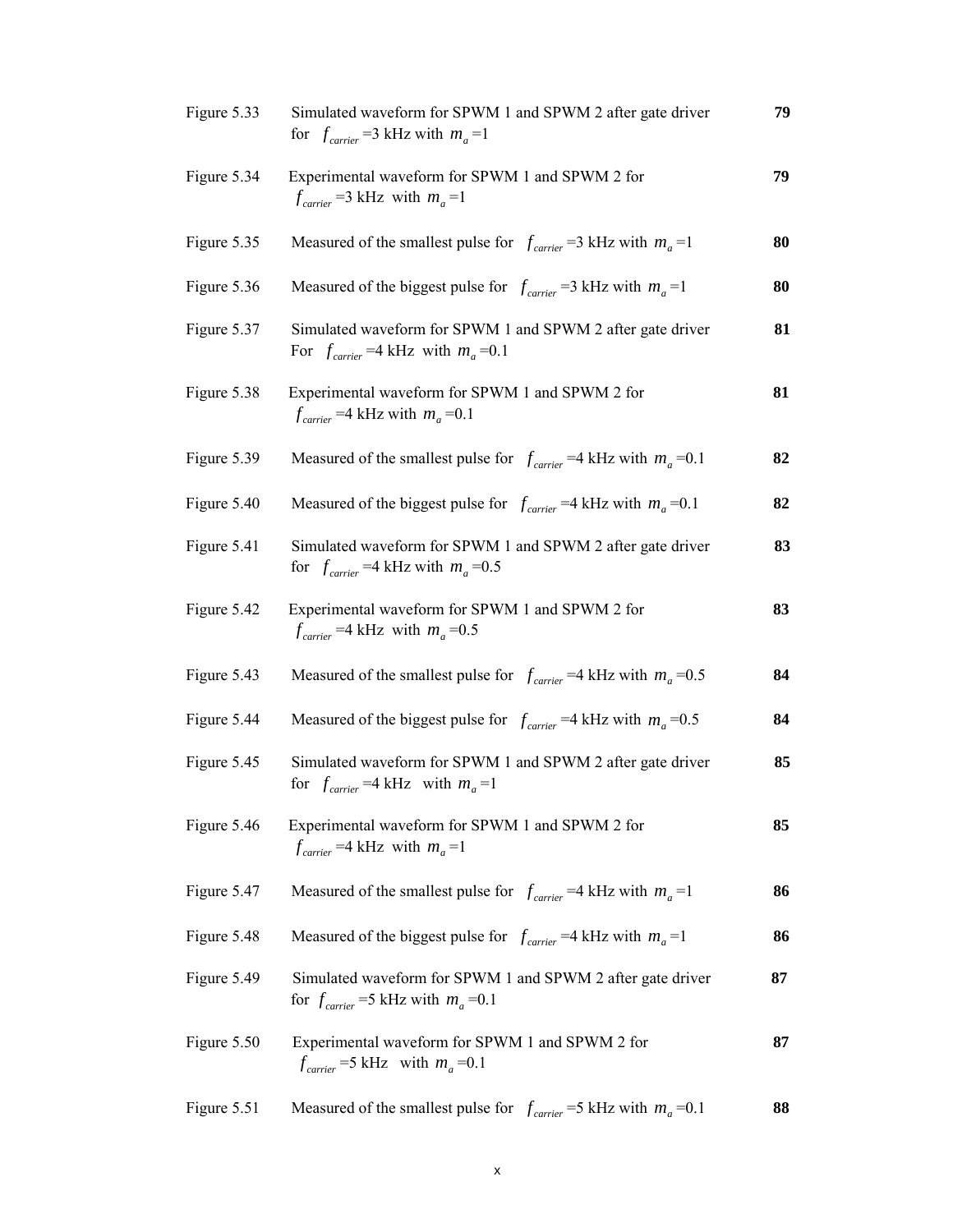| | | |
|---|---|---|
| Figure 5.33 | Simulated waveform for SPWM 1 and SPWM 2 after gate driver for $f_{carrier}$ =3 kHz with $m_a$ =1 | **79** |
| Figure 5.34 | Experimental waveform for SPWM 1 and SPWM 2 for $f_{carrier}$ =3 kHz with $m_a$ =1 | **79** |
| Figure 5.35 | Measured of the smallest pulse for $f_{carrier}$ =3 kHz with $m_a$ =1 | **80** |
| Figure 5.36 | Measured of the biggest pulse for $f_{carrier}$ =3 kHz with $m_a$ =1 | **80** |
| Figure 5.37 | Simulated waveform for SPWM 1 and SPWM 2 after gate driver For $f_{carrier}$ =4 kHz with $m_a$ =0.1 | **81** |
| Figure 5.38 | Experimental waveform for SPWM 1 and SPWM 2 for $f_{carrier}$ =4 kHz with $m_a$ =0.1 | **81** |
| Figure 5.39 | Measured of the smallest pulse for $f_{carrier}$ =4 kHz with $m_a$ =0.1 | **82** |
| Figure 5.40 | Measured of the biggest pulse for $f_{carrier}$ =4 kHz with $m_a$ =0.1 | **82** |
| Figure 5.41 | Simulated waveform for SPWM 1 and SPWM 2 after gate driver for $f_{carrier}$ =4 kHz with $m_a$ =0.5 | **83** |
| Figure 5.42 | Experimental waveform for SPWM 1 and SPWM 2 for $f_{carrier}$ =4 kHz with $m_a$ =0.5 | **83** |
| Figure 5.43 | Measured of the smallest pulse for $f_{carrier}$ =4 kHz with $m_a$ =0.5 | **84** |
| Figure 5.44 | Measured of the biggest pulse for $f_{carrier}$ =4 kHz with $m_a$ =0.5 | **84** |
| Figure 5.45 | Simulated waveform for SPWM 1 and SPWM 2 after gate driver for $f_{carrier}$ =4 kHz with $m_a$ =1 | **85** |
| Figure 5.46 | Experimental waveform for SPWM 1 and SPWM 2 for $f_{carrier}$ =4 kHz with $m_a$ =1 | **85** |
| Figure 5.47 | Measured of the smallest pulse for $f_{carrier}$ =4 kHz with $m_a$ =1 | **86** |
| Figure 5.48 | Measured of the biggest pulse for $f_{carrier}$ =4 kHz with $m_a$ =1 | **86** |
| Figure 5.49 | Simulated waveform for SPWM 1 and SPWM 2 after gate driver for $f_{carrier}$ =5 kHz with $m_a$ =0.1 | **87** |
| Figure 5.50 | Experimental waveform for SPWM 1 and SPWM 2 for $f_{carrier}$ =5 kHz with $m_a$ =0.1 | **87** |
| Figure 5.51 | Measured of the smallest pulse for $f_{carrier}$ =5 kHz with $m_a$ =0.1 | **88** |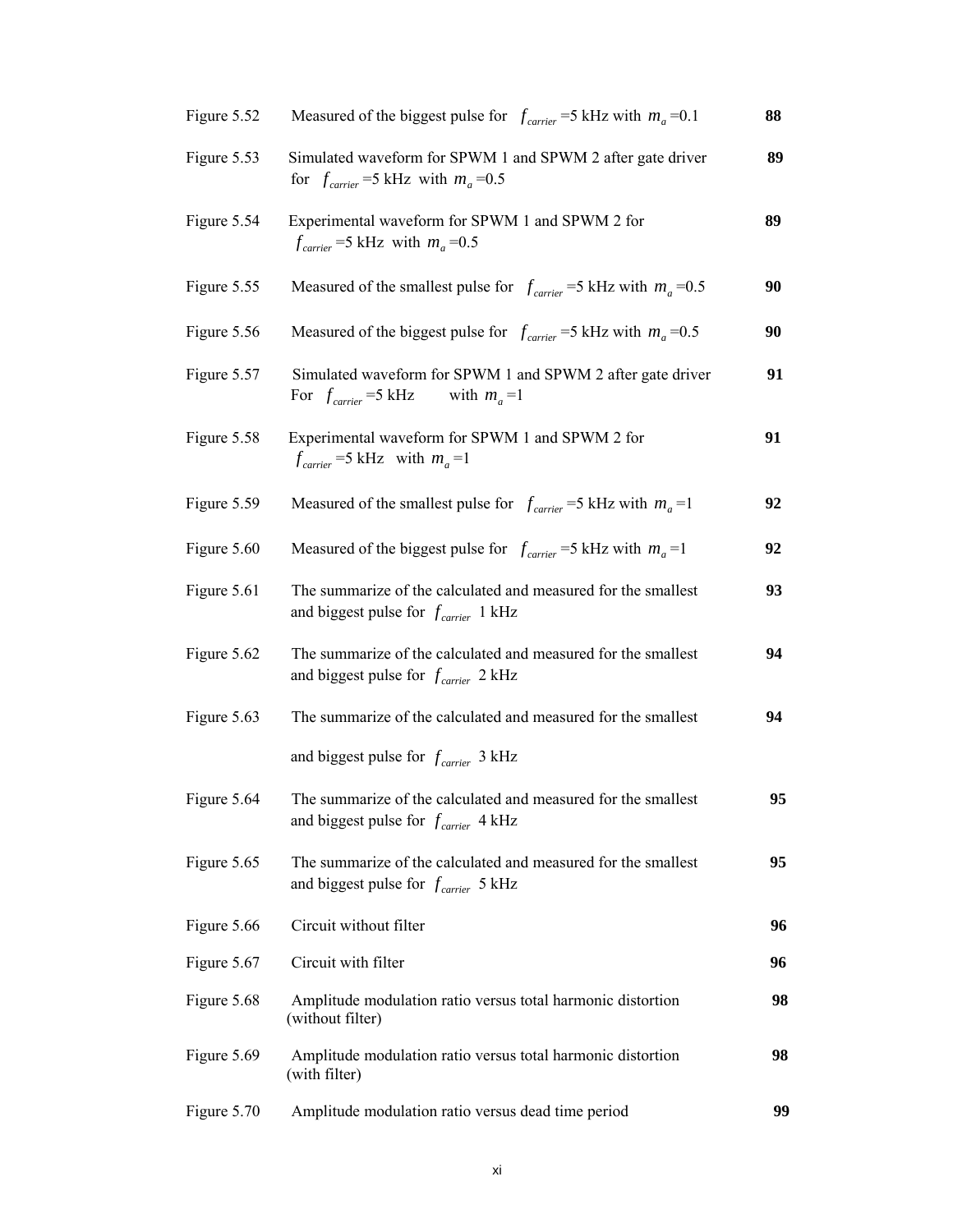| | | |
|---|---|---|
| Figure 5.52 | Measured of the biggest pulse for $f_{carrier}$ =5 kHz with $m_a$ =0.1 | **88** |
| Figure 5.53 | Simulated waveform for SPWM 1 and SPWM 2 after gate driver for $f_{carrier}$ =5 kHz with $m_a$ =0.5 | **89** |
| Figure 5.54 | Experimental waveform for SPWM 1 and SPWM 2 for $f_{carrier}$ =5 kHz with $m_a$ =0.5 | **89** |
| Figure 5.55 | Measured of the smallest pulse for $f_{carrier}$ =5 kHz with $m_a$ =0.5 | **90** |
| Figure 5.56 | Measured of the biggest pulse for $f_{carrier}$ =5 kHz with $m_a$ =0.5 | **90** |
| Figure 5.57 | Simulated waveform for SPWM 1 and SPWM 2 after gate driver For $f_{carrier}$ =5 kHz with $m_a$ =1 | **91** |
| Figure 5.58 | Experimental waveform for SPWM 1 and SPWM 2 for $f_{carrier}$ =5 kHz with $m_a$ =1 | **91** |
| Figure 5.59 | Measured of the smallest pulse for $f_{carrier}$ =5 kHz with $m_a$ =1 | **92** |
| Figure 5.60 | Measured of the biggest pulse for $f_{carrier}$ =5 kHz with $m_a$ =1 | **92** |
| Figure 5.61 | The summarize of the calculated and measured for the smallest and biggest pulse for $f_{carrier}$ 1 kHz | **93** |
| Figure 5.62 | The summarize of the calculated and measured for the smallest and biggest pulse for $f_{carrier}$ 2 kHz | **94** |
| Figure 5.63 | The summarize of the calculated and measured for the smallest and biggest pulse for $f_{carrier}$ 3 kHz | **94** |
| Figure 5.64 | The summarize of the calculated and measured for the smallest and biggest pulse for $f_{carrier}$ 4 kHz | **95** |
| Figure 5.65 | The summarize of the calculated and measured for the smallest and biggest pulse for $f_{carrier}$ 5 kHz | **95** |
| Figure 5.66 | Circuit without filter | **96** |
| Figure 5.67 | Circuit with filter | **96** |
| Figure 5.68 | Amplitude modulation ratio versus total harmonic distortion (without filter) | **98** |
| Figure 5.69 | Amplitude modulation ratio versus total harmonic distortion (with filter) | **98** |
| Figure 5.70 | Amplitude modulation ratio versus dead time period | **99** |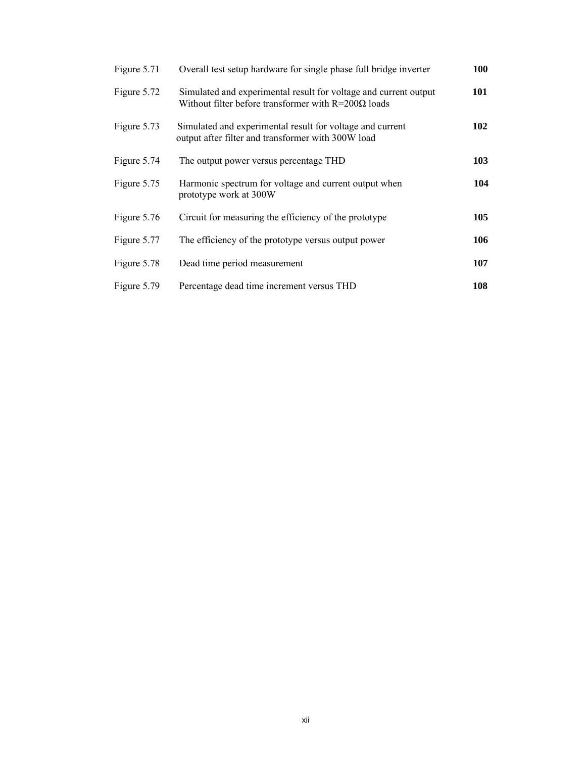| | | |
|---|---|---|
| Figure 5.71 | Overall test setup hardware for single phase full bridge inverter | **100** |
| Figure 5.72 | Simulated and experimental result for voltage and current output Without filter before transformer with R=200Ω loads | **101** |
| Figure 5.73 | Simulated and experimental result for voltage and current output after filter and transformer with 300W load | **102** |
| Figure 5.74 | The output power versus percentage THD | **103** |
| Figure 5.75 | Harmonic spectrum for voltage and current output when prototype work at 300W | **104** |
| Figure 5.76 | Circuit for measuring the efficiency of the prototype | **105** |
| Figure 5.77 | The efficiency of the prototype versus output power | **106** |
| Figure 5.78 | Dead time period measurement | **107** |
| Figure 5.79 | Percentage dead time increment versus THD | **108** |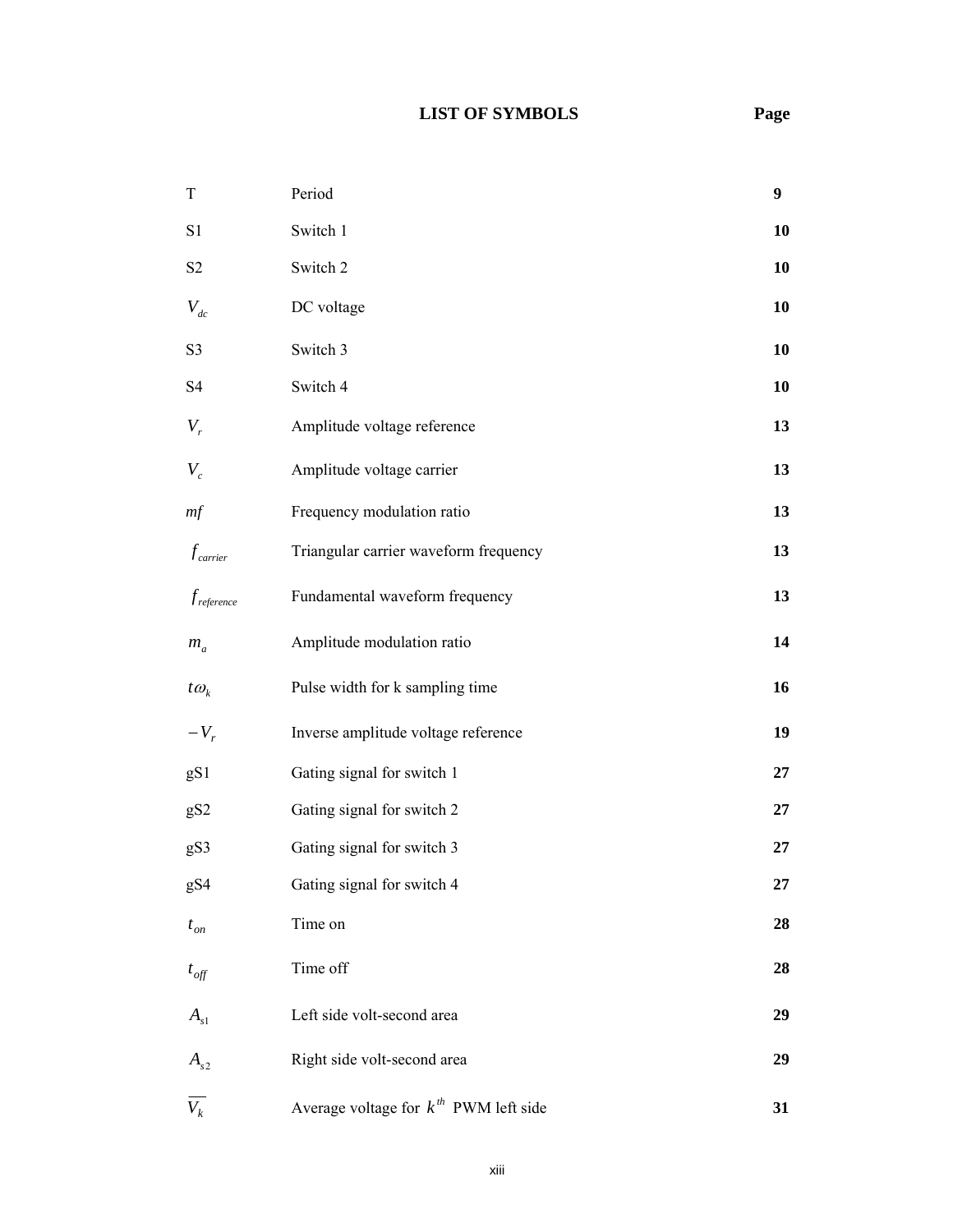# LIST OF SYMBOLS

| | | Page |
|---|---|---|
| T | Period | **9** |
| S1 | Switch 1 | **10** |
| S2 | Switch 2 | **10** |
| $V_{dc}$ | DC voltage | **10** |
| S3 | Switch 3 | **10** |
| S4 | Switch 4 | **10** |
| $V_r$ | Amplitude voltage reference | **13** |
| $V_c$ | Amplitude voltage carrier | **13** |
| $mf$ | Frequency modulation ratio | **13** |
| $f_{carrier}$ | Triangular carrier waveform frequency | **13** |
| $f_{reference}$ | Fundamental waveform frequency | **13** |
| $m_a$ | Amplitude modulation ratio | **14** |
| $t\omega_k$ | Pulse width for k sampling time | **16** |
| $-V_r$ | Inverse amplitude voltage reference | **19** |
| gS1 | Gating signal for switch 1 | **27** |
| gS2 | Gating signal for switch 2 | **27** |
| gS3 | Gating signal for switch 3 | **27** |
| gS4 | Gating signal for switch 4 | **27** |
| $t_{on}$ | Time on | **28** |
| $t_{off}$ | Time off | **28** |
| $A_{s1}$ | Left side volt-second area | **29** |
| $A_{s2}$ | Right side volt-second area | **29** |
| $\overline{V_k}$ | Average voltage for $k^{th}$ PWM left side | **31** |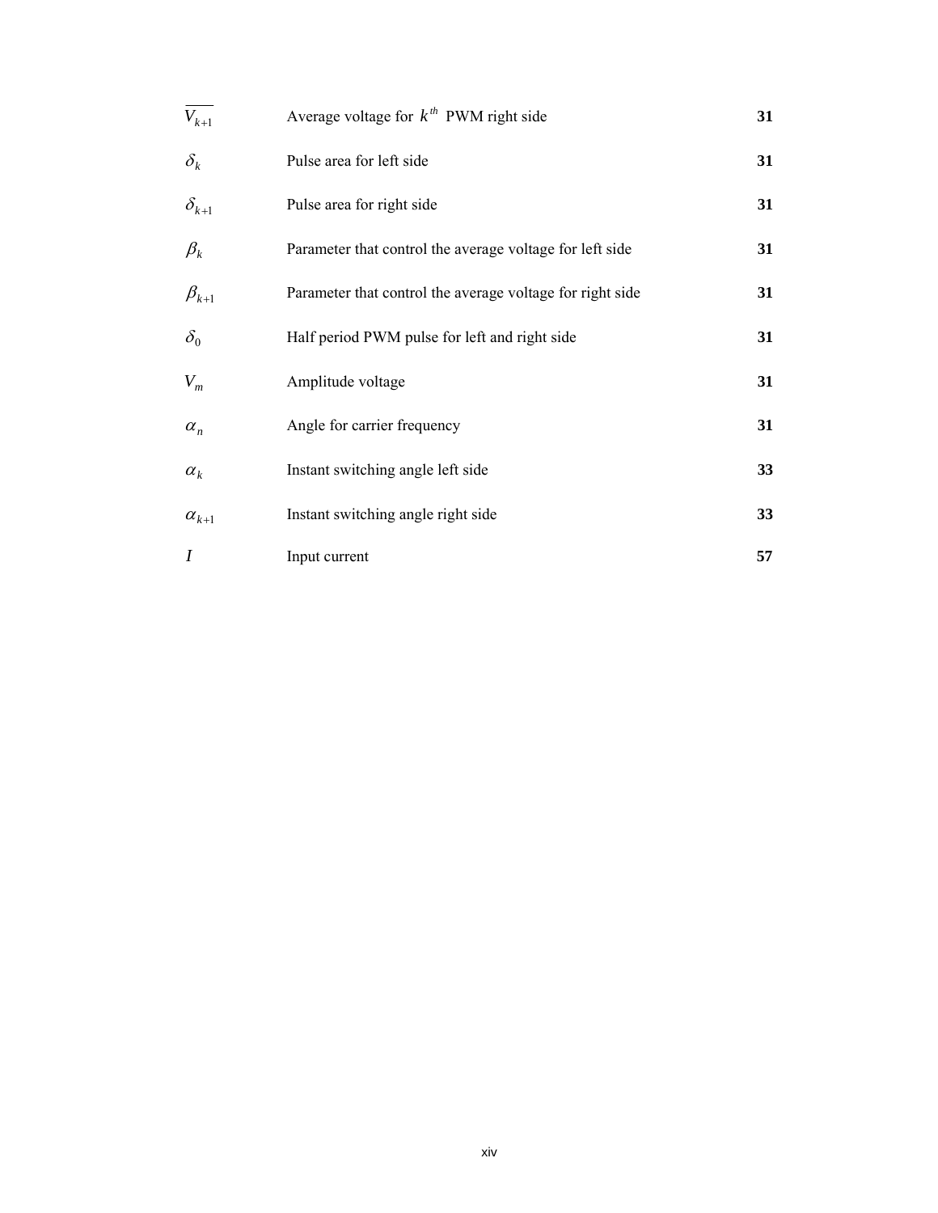| | | |
|---|---|---|
| $\overline{V_{k+1}}$ | Average voltage for $k^{th}$ PWM right side | **31** |
| $\delta_k$ | Pulse area for left side | **31** |
| $\delta_{k+1}$ | Pulse area for right side | **31** |
| $\beta_k$ | Parameter that control the average voltage for left side | **31** |
| $\beta_{k+1}$ | Parameter that control the average voltage for right side | **31** |
| $\delta_0$ | Half period PWM pulse for left and right side | **31** |
| $V_m$ | Amplitude voltage | **31** |
| $\alpha_n$ | Angle for carrier frequency | **31** |
| $\alpha_k$ | Instant switching angle left side | **33** |
| $\alpha_{k+1}$ | Instant switching angle right side | **33** |
| $I$ | Input current | **57** |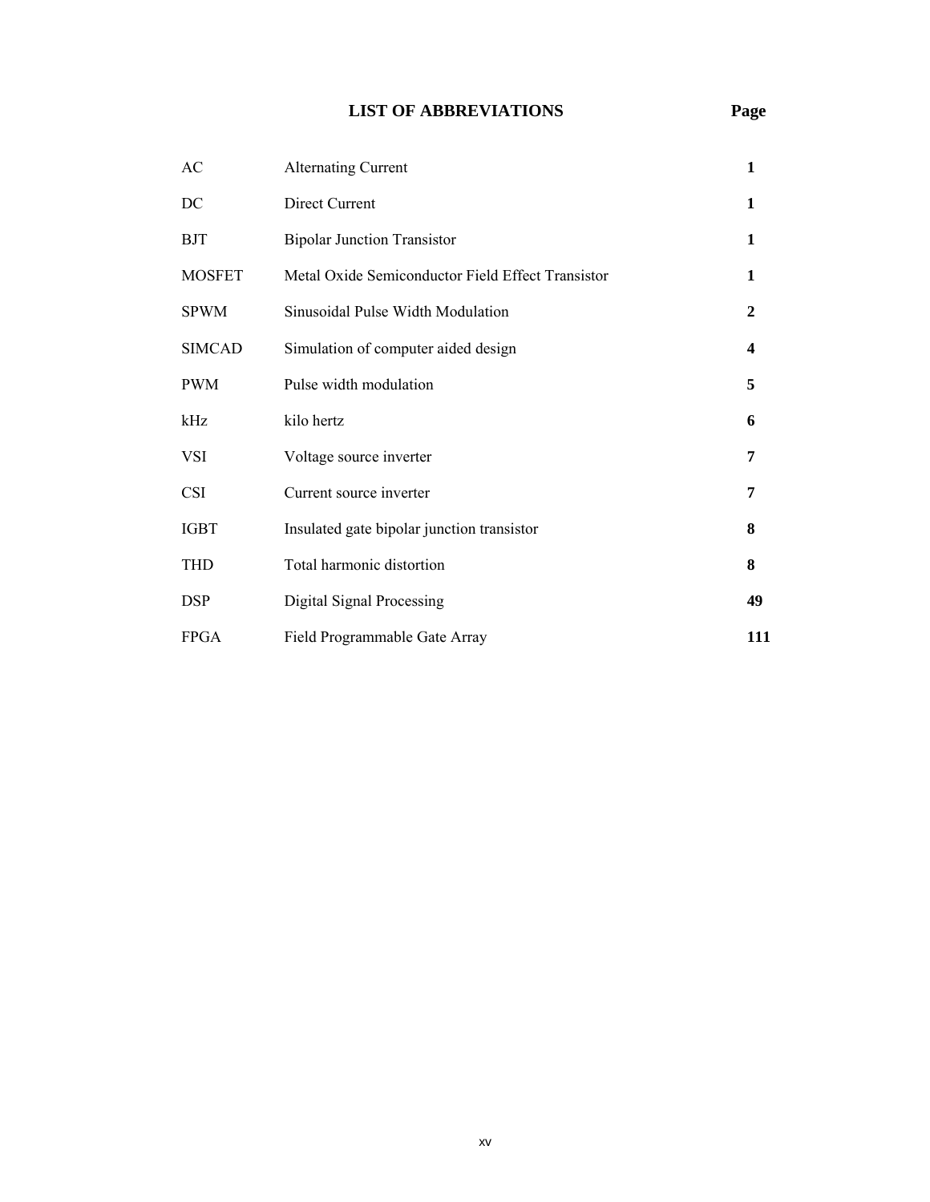# LIST OF ABBREVIATIONS

| | | Page |
|---|---|---|
| AC | Alternating Current | **1** |
| DC | Direct Current | **1** |
| BJT | Bipolar Junction Transistor | **1** |
| MOSFET | Metal Oxide Semiconductor Field Effect Transistor | **1** |
| SPWM | Sinusoidal Pulse Width Modulation | **2** |
| SIMCAD | Simulation of computer aided design | **4** |
| PWM | Pulse width modulation | **5** |
| kHz | kilo hertz | **6** |
| VSI | Voltage source inverter | **7** |
| CSI | Current source inverter | **7** |
| IGBT | Insulated gate bipolar junction transistor | **8** |
| THD | Total harmonic distortion | **8** |
| DSP | Digital Signal Processing | **49** |
| FPGA | Field Programmable Gate Array | **111** |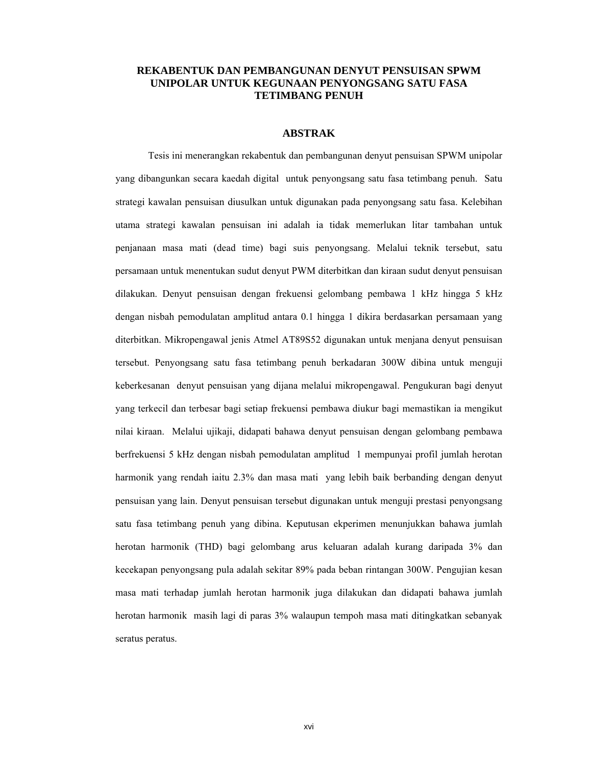# REKABENTUK DAN PEMBANGUNAN DENYUT PENSUISAN SPWM UNIPOLAR UNTUK KEGUNAAN PENYONGSANG SATU FASA TETIMBANG PENUH

## ABSTRAK

Tesis ini menerangkan rekabentuk dan pembangunan denyut pensuisan SPWM unipolar yang dibangunkan secara kaedah digital untuk penyongsang satu fasa tetimbang penuh. Satu strategi kawalan pensuisan diusulkan untuk digunakan pada penyongsang satu fasa. Kelebihan utama strategi kawalan pensuisan ini adalah ia tidak memerlukan litar tambahan untuk penjanaan masa mati (dead time) bagi suis penyongsang. Melalui teknik tersebut, satu persamaan untuk menentukan sudut denyut PWM diterbitkan dan kiraan sudut denyut pensuisan dilakukan. Denyut pensuisan dengan frekuensi gelombang pembawa 1 kHz hingga 5 kHz dengan nisbah pemodulatan amplitud antara 0.1 hingga 1 dikira berdasarkan persamaan yang diterbitkan. Mikropengawal jenis Atmel AT89S52 digunakan untuk menjana denyut pensuisan tersebut. Penyongsang satu fasa tetimbang penuh berkadaran 300W dibina untuk menguji keberkesanan denyut pensuisan yang dijana melalui mikropengawal. Pengukuran bagi denyut yang terkecil dan terbesar bagi setiap frekuensi pembawa diukur bagi memastikan ia mengikut nilai kiraan. Melalui ujikaji, didapati bahawa denyut pensuisan dengan gelombang pembawa berfrekuensi 5 kHz dengan nisbah pemodulatan amplitud 1 mempunyai profil jumlah herotan harmonik yang rendah iaitu 2.3% dan masa mati yang lebih baik berbanding dengan denyut pensuisan yang lain. Denyut pensuisan tersebut digunakan untuk menguji prestasi penyongsang satu fasa tetimbang penuh yang dibina. Keputusan ekperimen menunjukkan bahawa jumlah herotan harmonik (THD) bagi gelombang arus keluaran adalah kurang daripada 3% dan kecekapan penyongsang pula adalah sekitar 89% pada beban rintangan 300W. Pengujian kesan masa mati terhadap jumlah herotan harmonik juga dilakukan dan didapati bahawa jumlah herotan harmonik masih lagi di paras 3% walaupun tempoh masa mati ditingkatkan sebanyak seratus peratus.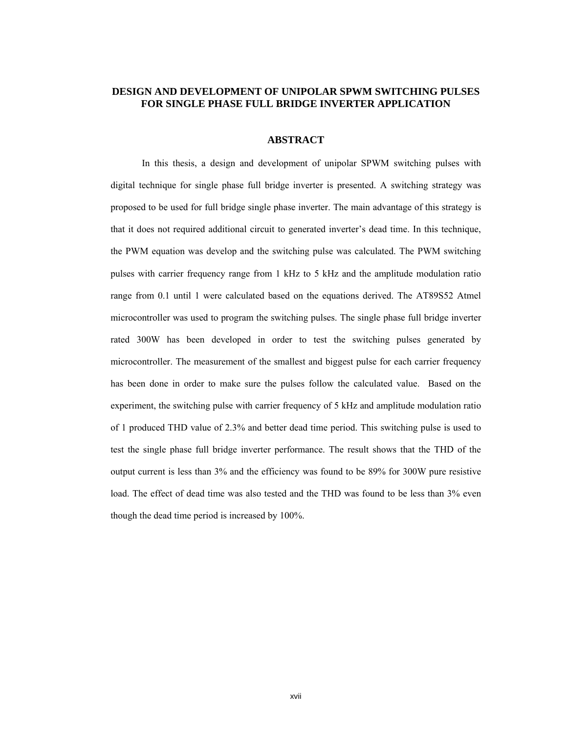# DESIGN AND DEVELOPMENT OF UNIPOLAR SPWM SWITCHING PULSES FOR SINGLE PHASE FULL BRIDGE INVERTER APPLICATION

## ABSTRACT

In this thesis, a design and development of unipolar SPWM switching pulses with digital technique for single phase full bridge inverter is presented. A switching strategy was proposed to be used for full bridge single phase inverter. The main advantage of this strategy is that it does not required additional circuit to generated inverter's dead time. In this technique, the PWM equation was develop and the switching pulse was calculated. The PWM switching pulses with carrier frequency range from 1 kHz to 5 kHz and the amplitude modulation ratio range from 0.1 until 1 were calculated based on the equations derived. The AT89S52 Atmel microcontroller was used to program the switching pulses. The single phase full bridge inverter rated 300W has been developed in order to test the switching pulses generated by microcontroller. The measurement of the smallest and biggest pulse for each carrier frequency has been done in order to make sure the pulses follow the calculated value. Based on the experiment, the switching pulse with carrier frequency of 5 kHz and amplitude modulation ratio of 1 produced THD value of 2.3% and better dead time period. This switching pulse is used to test the single phase full bridge inverter performance. The result shows that the THD of the output current is less than 3% and the efficiency was found to be 89% for 300W pure resistive load. The effect of dead time was also tested and the THD was found to be less than 3% even though the dead time period is increased by 100%.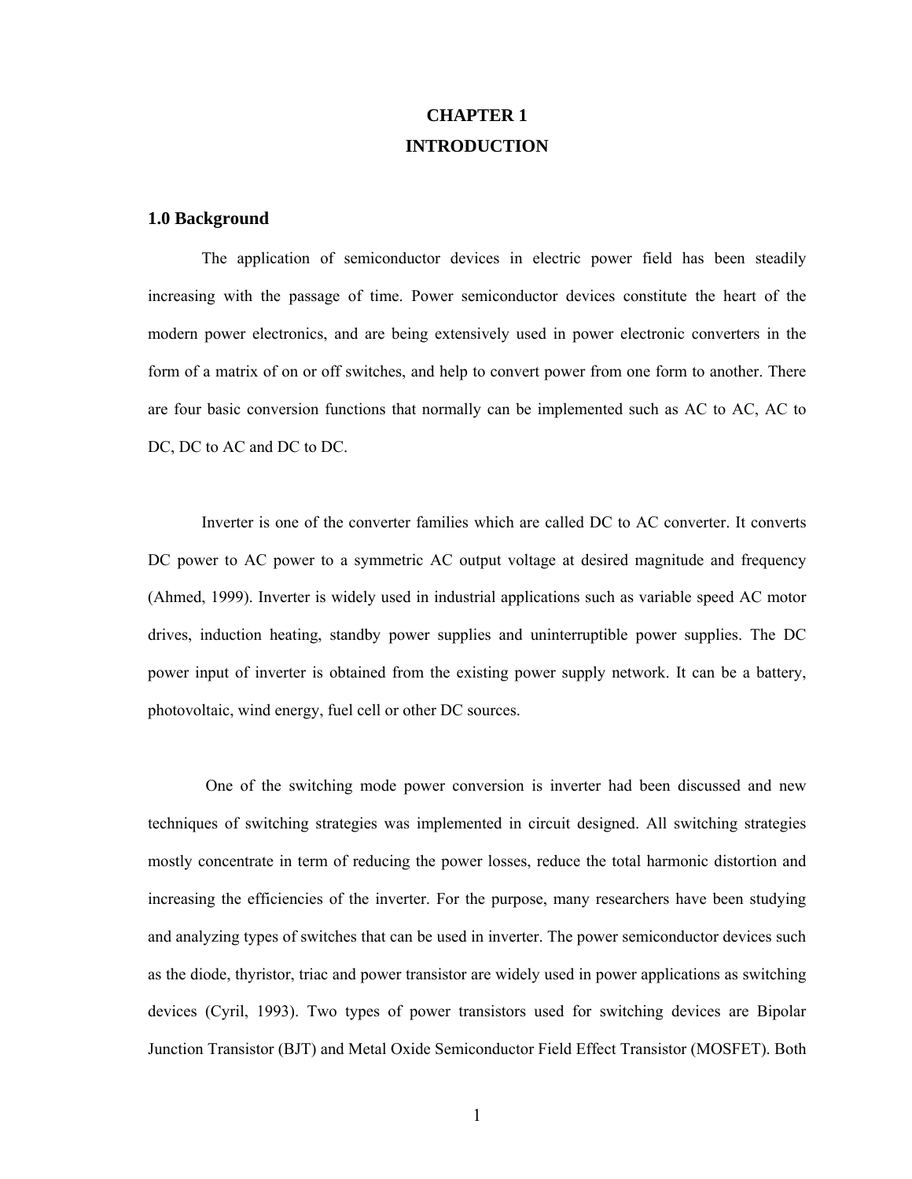# CHAPTER 1
# INTRODUCTION

## 1.0 Background

The application of semiconductor devices in electric power field has been steadily increasing with the passage of time. Power semiconductor devices constitute the heart of the modern power electronics, and are being extensively used in power electronic converters in the form of a matrix of on or off switches, and help to convert power from one form to another. There are four basic conversion functions that normally can be implemented such as AC to AC, AC to DC, DC to AC and DC to DC.

Inverter is one of the converter families which are called DC to AC converter. It converts DC power to AC power to a symmetric AC output voltage at desired magnitude and frequency (Ahmed, 1999). Inverter is widely used in industrial applications such as variable speed AC motor drives, induction heating, standby power supplies and uninterruptible power supplies. The DC power input of inverter is obtained from the existing power supply network. It can be a battery, photovoltaic, wind energy, fuel cell or other DC sources.

One of the switching mode power conversion is inverter had been discussed and new techniques of switching strategies was implemented in circuit designed. All switching strategies mostly concentrate in term of reducing the power losses, reduce the total harmonic distortion and increasing the efficiencies of the inverter. For the purpose, many researchers have been studying and analyzing types of switches that can be used in inverter. The power semiconductor devices such as the diode, thyristor, triac and power transistor are widely used in power applications as switching devices (Cyril, 1993). Two types of power transistors used for switching devices are Bipolar Junction Transistor (BJT) and Metal Oxide Semiconductor Field Effect Transistor (MOSFET). Both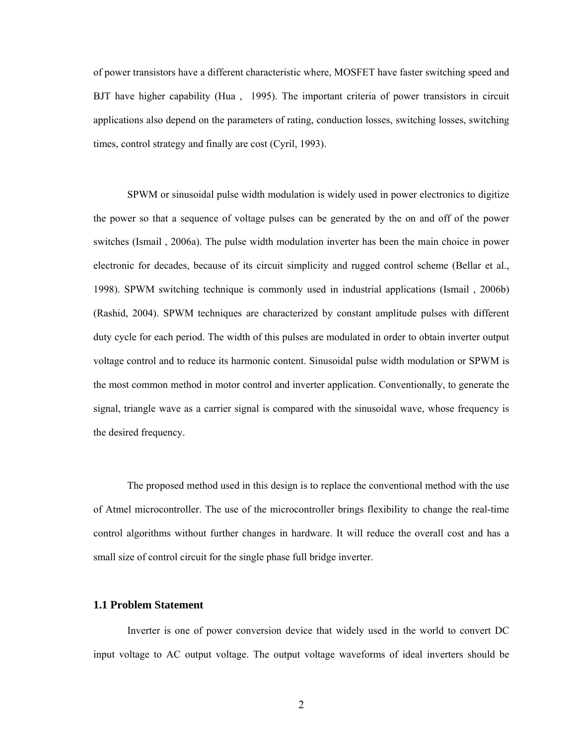of power transistors have a different characteristic where, MOSFET have faster switching speed and BJT have higher capability (Hua , 1995). The important criteria of power transistors in circuit applications also depend on the parameters of rating, conduction losses, switching losses, switching times, control strategy and finally are cost (Cyril, 1993).

SPWM or sinusoidal pulse width modulation is widely used in power electronics to digitize the power so that a sequence of voltage pulses can be generated by the on and off of the power switches (Ismail , 2006a). The pulse width modulation inverter has been the main choice in power electronic for decades, because of its circuit simplicity and rugged control scheme (Bellar et al., 1998). SPWM switching technique is commonly used in industrial applications (Ismail , 2006b) (Rashid, 2004). SPWM techniques are characterized by constant amplitude pulses with different duty cycle for each period. The width of this pulses are modulated in order to obtain inverter output voltage control and to reduce its harmonic content. Sinusoidal pulse width modulation or SPWM is the most common method in motor control and inverter application. Conventionally, to generate the signal, triangle wave as a carrier signal is compared with the sinusoidal wave, whose frequency is the desired frequency.

The proposed method used in this design is to replace the conventional method with the use of Atmel microcontroller. The use of the microcontroller brings flexibility to change the real-time control algorithms without further changes in hardware. It will reduce the overall cost and has a small size of control circuit for the single phase full bridge inverter.

### 1.1 Problem Statement

Inverter is one of power conversion device that widely used in the world to convert DC input voltage to AC output voltage. The output voltage waveforms of ideal inverters should be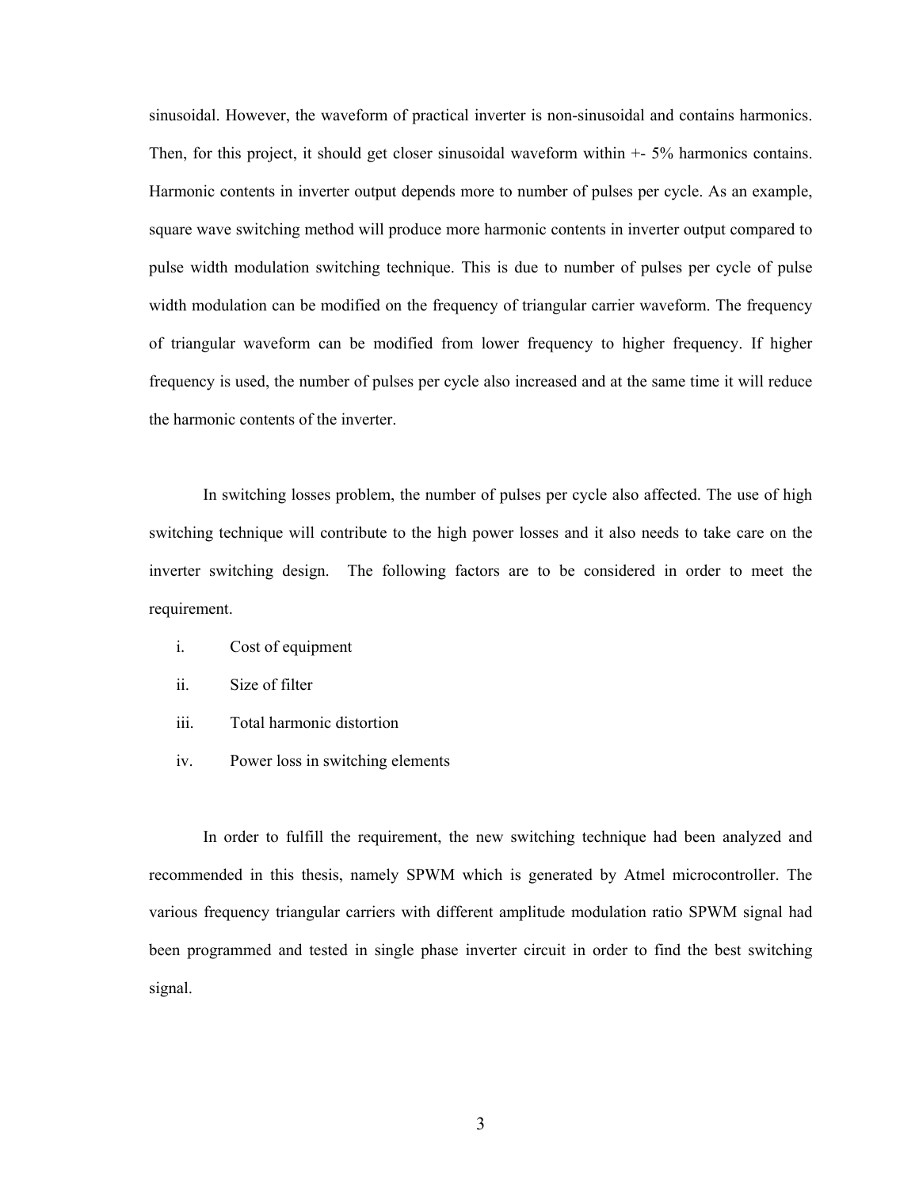sinusoidal. However, the waveform of practical inverter is non-sinusoidal and contains harmonics. Then, for this project, it should get closer sinusoidal waveform within +- 5% harmonics contains. Harmonic contents in inverter output depends more to number of pulses per cycle. As an example, square wave switching method will produce more harmonic contents in inverter output compared to pulse width modulation switching technique. This is due to number of pulses per cycle of pulse width modulation can be modified on the frequency of triangular carrier waveform. The frequency of triangular waveform can be modified from lower frequency to higher frequency. If higher frequency is used, the number of pulses per cycle also increased and at the same time it will reduce the harmonic contents of the inverter.

In switching losses problem, the number of pulses per cycle also affected. The use of high switching technique will contribute to the high power losses and it also needs to take care on the inverter switching design. The following factors are to be considered in order to meet the requirement.

i. Cost of equipment
ii. Size of filter
iii. Total harmonic distortion
iv. Power loss in switching elements

In order to fulfill the requirement, the new switching technique had been analyzed and recommended in this thesis, namely SPWM which is generated by Atmel microcontroller. The various frequency triangular carriers with different amplitude modulation ratio SPWM signal had been programmed and tested in single phase inverter circuit in order to find the best switching signal.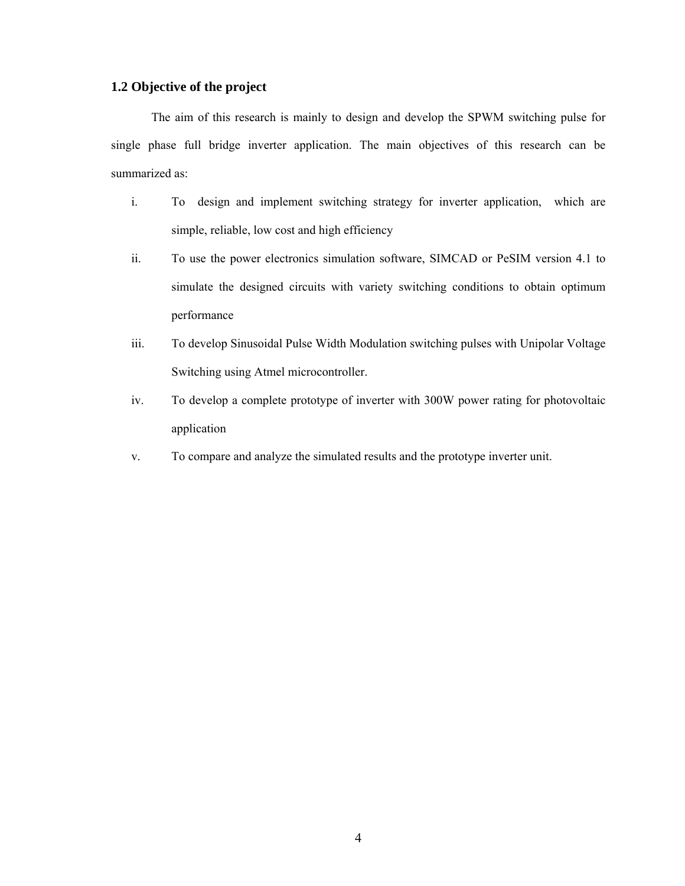## 1.2 Objective of the project

The aim of this research is mainly to design and develop the SPWM switching pulse for single phase full bridge inverter application. The main objectives of this research can be summarized as:

i. To design and implement switching strategy for inverter application, which are simple, reliable, low cost and high efficiency
ii. To use the power electronics simulation software, SIMCAD or PeSIM version 4.1 to simulate the designed circuits with variety switching conditions to obtain optimum performance
iii. To develop Sinusoidal Pulse Width Modulation switching pulses with Unipolar Voltage Switching using Atmel microcontroller.
iv. To develop a complete prototype of inverter with 300W power rating for photovoltaic application
v. To compare and analyze the simulated results and the prototype inverter unit.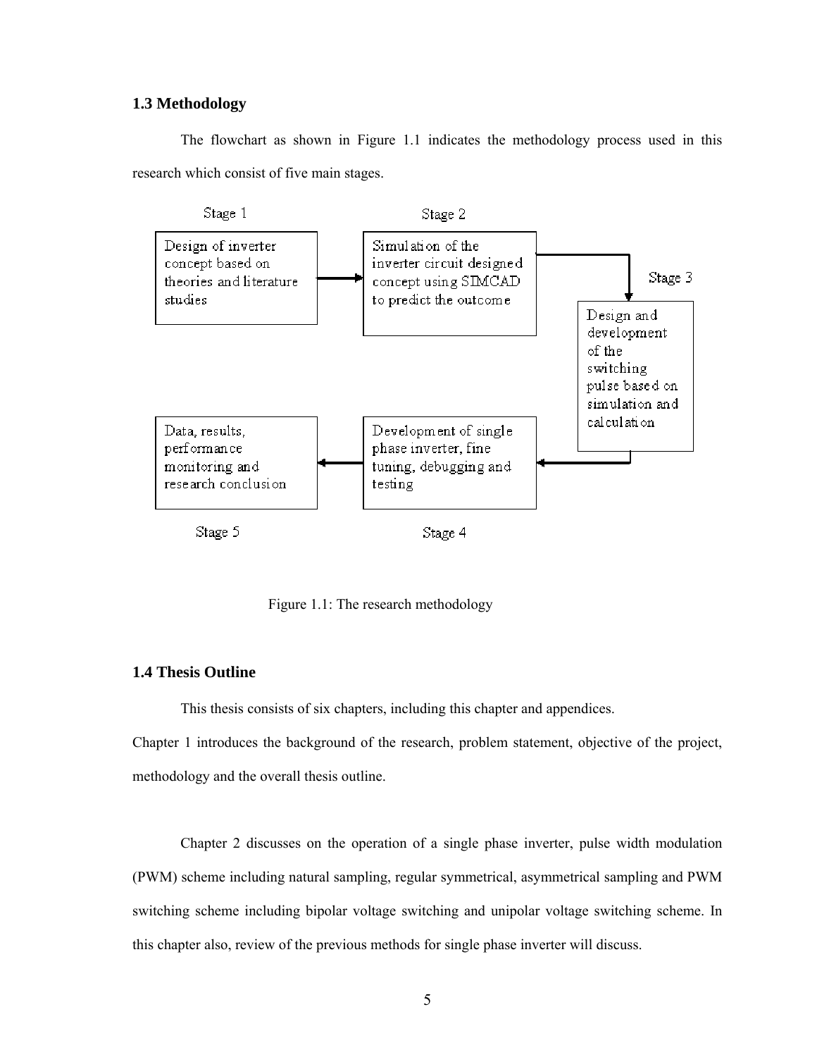## 1.3 Methodology

The flowchart as shown in Figure 1.1 indicates the methodology process used in this research which consist of five main stages.

Stage 1: Design of inverter concept based on theories and literature studies

Stage 2: Simulation of the inverter circuit designed concept using SIMCAD to predict the outcome

Stage 3: Design and development of the switching pulse based on simulation and calculation

Stage 4: Development of single phase inverter, fine tuning, debugging and testing

Stage 5: Data, results, performance monitoring and research conclusion

Figure 1.1: The research methodology

## 1.4 Thesis Outline

This thesis consists of six chapters, including this chapter and appendices.

Chapter 1 introduces the background of the research, problem statement, objective of the project, methodology and the overall thesis outline.

Chapter 2 discusses on the operation of a single phase inverter, pulse width modulation (PWM) scheme including natural sampling, regular symmetrical, asymmetrical sampling and PWM switching scheme including bipolar voltage switching and unipolar voltage switching scheme. In this chapter also, review of the previous methods for single phase inverter will discuss.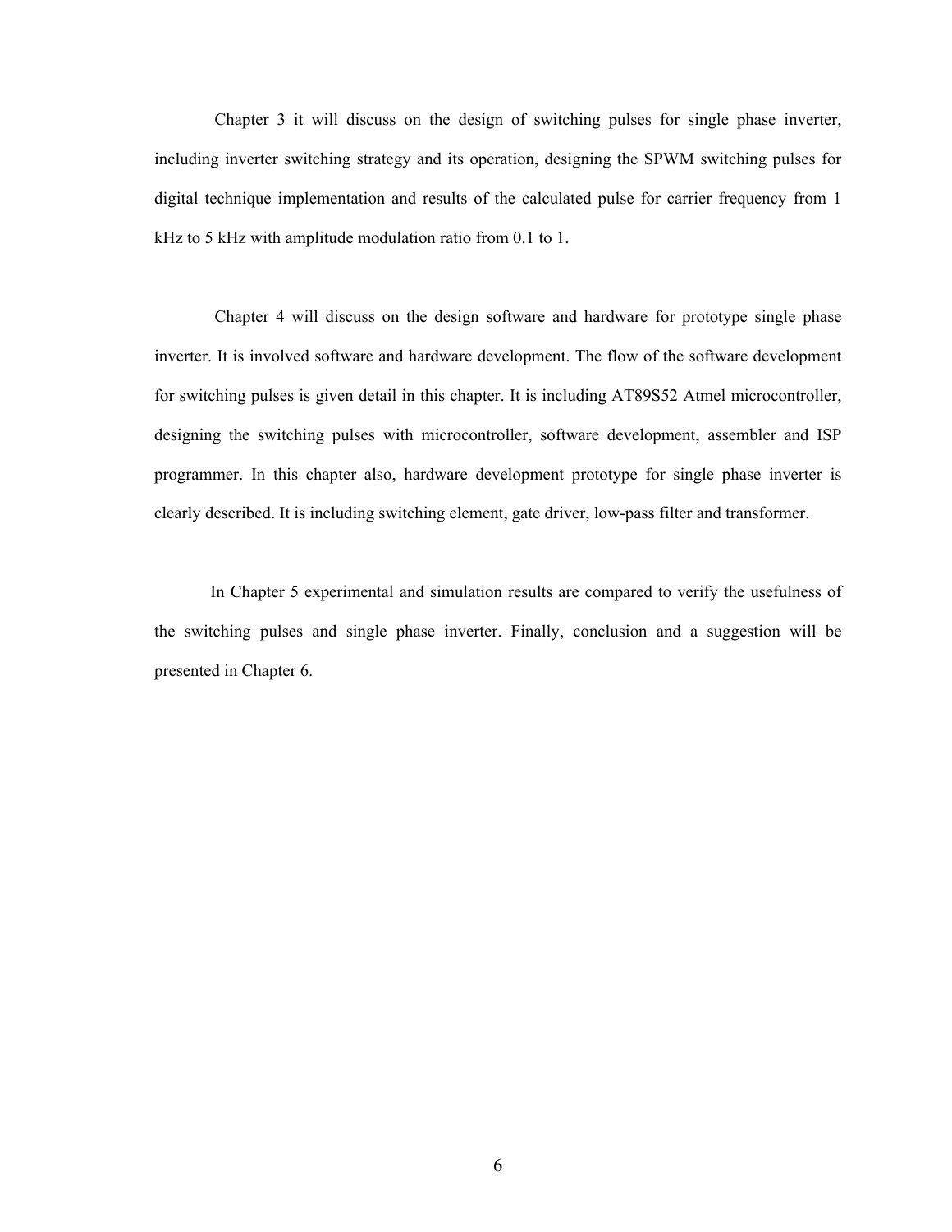Chapter 3 it will discuss on the design of switching pulses for single phase inverter, including inverter switching strategy and its operation, designing the SPWM switching pulses for digital technique implementation and results of the calculated pulse for carrier frequency from 1 kHz to 5 kHz with amplitude modulation ratio from 0.1 to 1.

Chapter 4 will discuss on the design software and hardware for prototype single phase inverter. It is involved software and hardware development. The flow of the software development for switching pulses is given detail in this chapter. It is including AT89S52 Atmel microcontroller, designing the switching pulses with microcontroller, software development, assembler and ISP programmer. In this chapter also, hardware development prototype for single phase inverter is clearly described. It is including switching element, gate driver, low-pass filter and transformer.

In Chapter 5 experimental and simulation results are compared to verify the usefulness of the switching pulses and single phase inverter. Finally, conclusion and a suggestion will be presented in Chapter 6.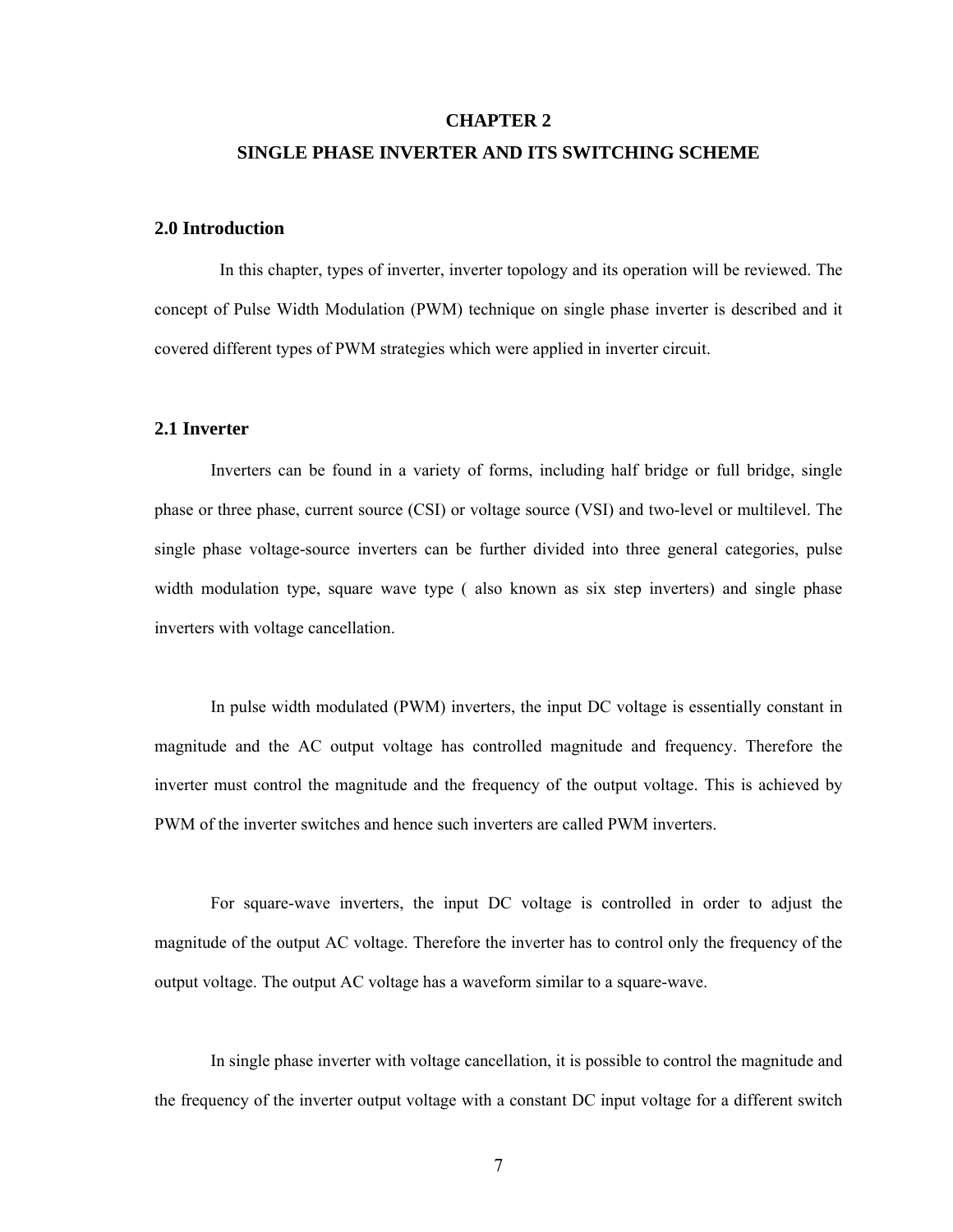# CHAPTER 2
# SINGLE PHASE INVERTER AND ITS SWITCHING SCHEME

## 2.0 Introduction

In this chapter, types of inverter, inverter topology and its operation will be reviewed. The concept of Pulse Width Modulation (PWM) technique on single phase inverter is described and it covered different types of PWM strategies which were applied in inverter circuit.

## 2.1 Inverter

Inverters can be found in a variety of forms, including half bridge or full bridge, single phase or three phase, current source (CSI) or voltage source (VSI) and two-level or multilevel. The single phase voltage-source inverters can be further divided into three general categories, pulse width modulation type, square wave type ( also known as six step inverters) and single phase inverters with voltage cancellation.

In pulse width modulated (PWM) inverters, the input DC voltage is essentially constant in magnitude and the AC output voltage has controlled magnitude and frequency. Therefore the inverter must control the magnitude and the frequency of the output voltage. This is achieved by PWM of the inverter switches and hence such inverters are called PWM inverters.

For square-wave inverters, the input DC voltage is controlled in order to adjust the magnitude of the output AC voltage. Therefore the inverter has to control only the frequency of the output voltage. The output AC voltage has a waveform similar to a square-wave.

In single phase inverter with voltage cancellation, it is possible to control the magnitude and the frequency of the inverter output voltage with a constant DC input voltage for a different switch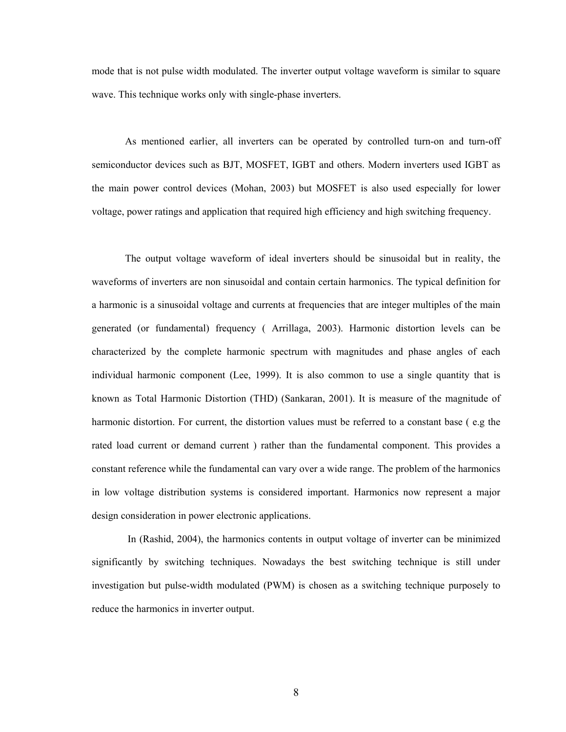mode that is not pulse width modulated. The inverter output voltage waveform is similar to square wave. This technique works only with single-phase inverters.

As mentioned earlier, all inverters can be operated by controlled turn-on and turn-off semiconductor devices such as BJT, MOSFET, IGBT and others. Modern inverters used IGBT as the main power control devices (Mohan, 2003) but MOSFET is also used especially for lower voltage, power ratings and application that required high efficiency and high switching frequency.

The output voltage waveform of ideal inverters should be sinusoidal but in reality, the waveforms of inverters are non sinusoidal and contain certain harmonics. The typical definition for a harmonic is a sinusoidal voltage and currents at frequencies that are integer multiples of the main generated (or fundamental) frequency ( Arrillaga, 2003). Harmonic distortion levels can be characterized by the complete harmonic spectrum with magnitudes and phase angles of each individual harmonic component (Lee, 1999). It is also common to use a single quantity that is known as Total Harmonic Distortion (THD) (Sankaran, 2001). It is measure of the magnitude of harmonic distortion. For current, the distortion values must be referred to a constant base ( e.g the rated load current or demand current ) rather than the fundamental component. This provides a constant reference while the fundamental can vary over a wide range. The problem of the harmonics in low voltage distribution systems is considered important. Harmonics now represent a major design consideration in power electronic applications.

In (Rashid, 2004), the harmonics contents in output voltage of inverter can be minimized significantly by switching techniques. Nowadays the best switching technique is still under investigation but pulse-width modulated (PWM) is chosen as a switching technique purposely to reduce the harmonics in inverter output.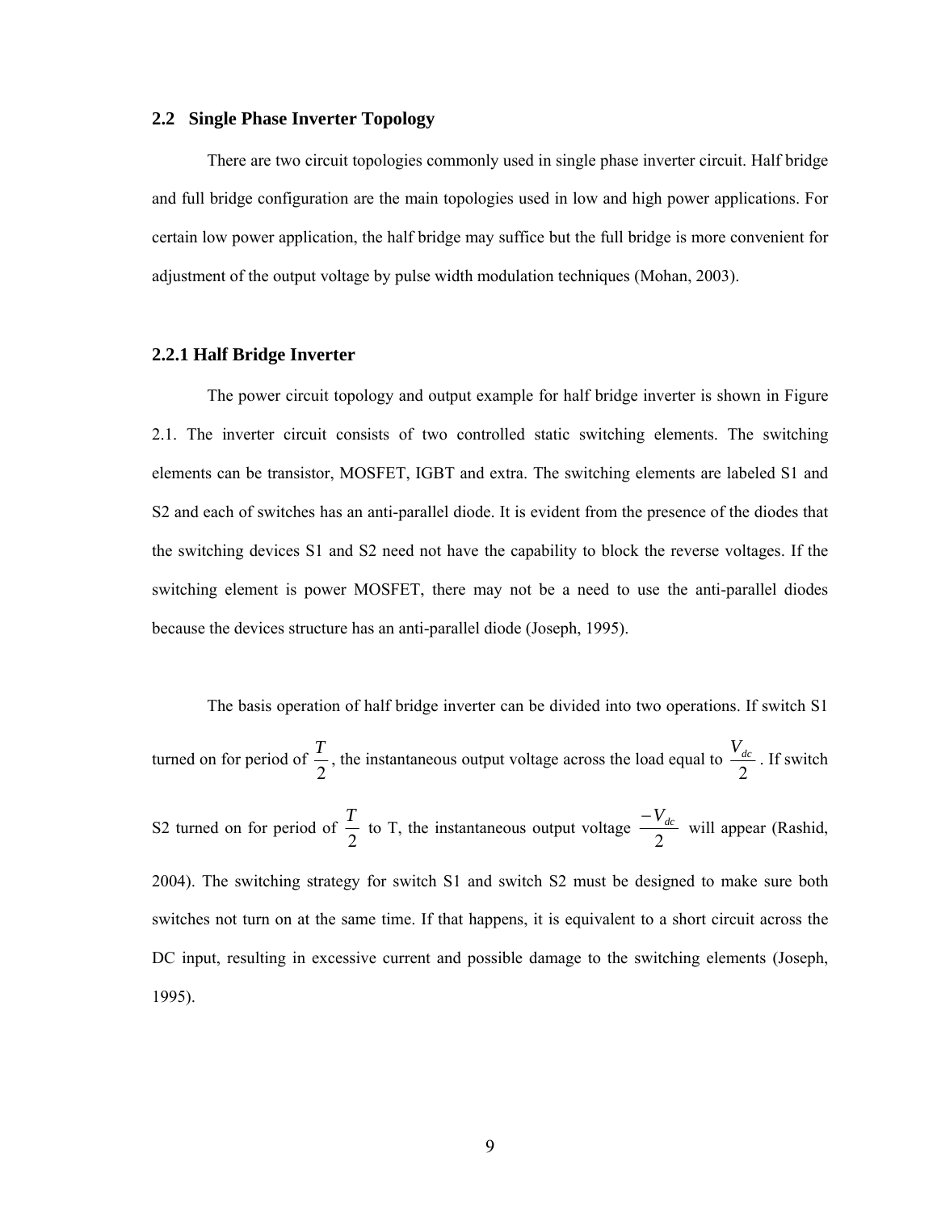## 2.2 Single Phase Inverter Topology

There are two circuit topologies commonly used in single phase inverter circuit. Half bridge and full bridge configuration are the main topologies used in low and high power applications. For certain low power application, the half bridge may suffice but the full bridge is more convenient for adjustment of the output voltage by pulse width modulation techniques (Mohan, 2003).

### 2.2.1 Half Bridge Inverter

The power circuit topology and output example for half bridge inverter is shown in Figure 2.1. The inverter circuit consists of two controlled static switching elements. The switching elements can be transistor, MOSFET, IGBT and extra. The switching elements are labeled S1 and S2 and each of switches has an anti-parallel diode. It is evident from the presence of the diodes that the switching devices S1 and S2 need not have the capability to block the reverse voltages. If the switching element is power MOSFET, there may not be a need to use the anti-parallel diodes because the devices structure has an anti-parallel diode (Joseph, 1995).

The basis operation of half bridge inverter can be divided into two operations. If switch S1 turned on for period of $\frac{T}{2}$, the instantaneous output voltage across the load equal to $\frac{V_{dc}}{2}$. If switch S2 turned on for period of $\frac{T}{2}$ to T, the instantaneous output voltage $\frac{-V_{dc}}{2}$ will appear (Rashid, 2004). The switching strategy for switch S1 and switch S2 must be designed to make sure both switches not turn on at the same time. If that happens, it is equivalent to a short circuit across the DC input, resulting in excessive current and possible damage to the switching elements (Joseph, 1995).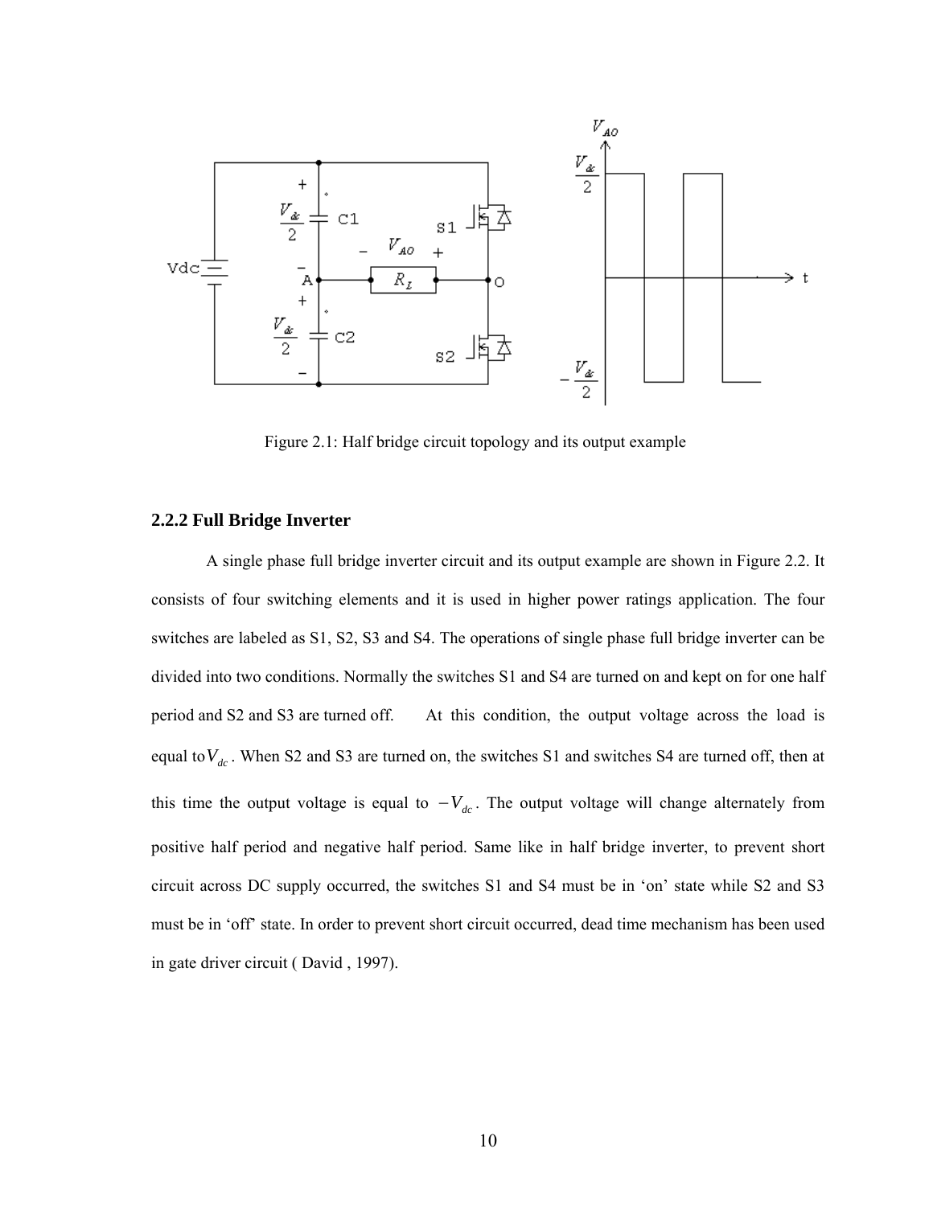Figure 2.1: Half bridge circuit topology and its output example

### 2.2.2 Full Bridge Inverter

A single phase full bridge inverter circuit and its output example are shown in Figure 2.2. It consists of four switching elements and it is used in higher power ratings application. The four switches are labeled as S1, S2, S3 and S4. The operations of single phase full bridge inverter can be divided into two conditions. Normally the switches S1 and S4 are turned on and kept on for one half period and S2 and S3 are turned off. At this condition, the output voltage across the load is equal to $V_{dc}$. When S2 and S3 are turned on, the switches S1 and switches S4 are turned off, then at this time the output voltage is equal to $-V_{dc}$. The output voltage will change alternately from positive half period and negative half period. Same like in half bridge inverter, to prevent short circuit across DC supply occurred, the switches S1 and S4 must be in 'on' state while S2 and S3 must be in 'off' state. In order to prevent short circuit occurred, dead time mechanism has been used in gate driver circuit ( David , 1997).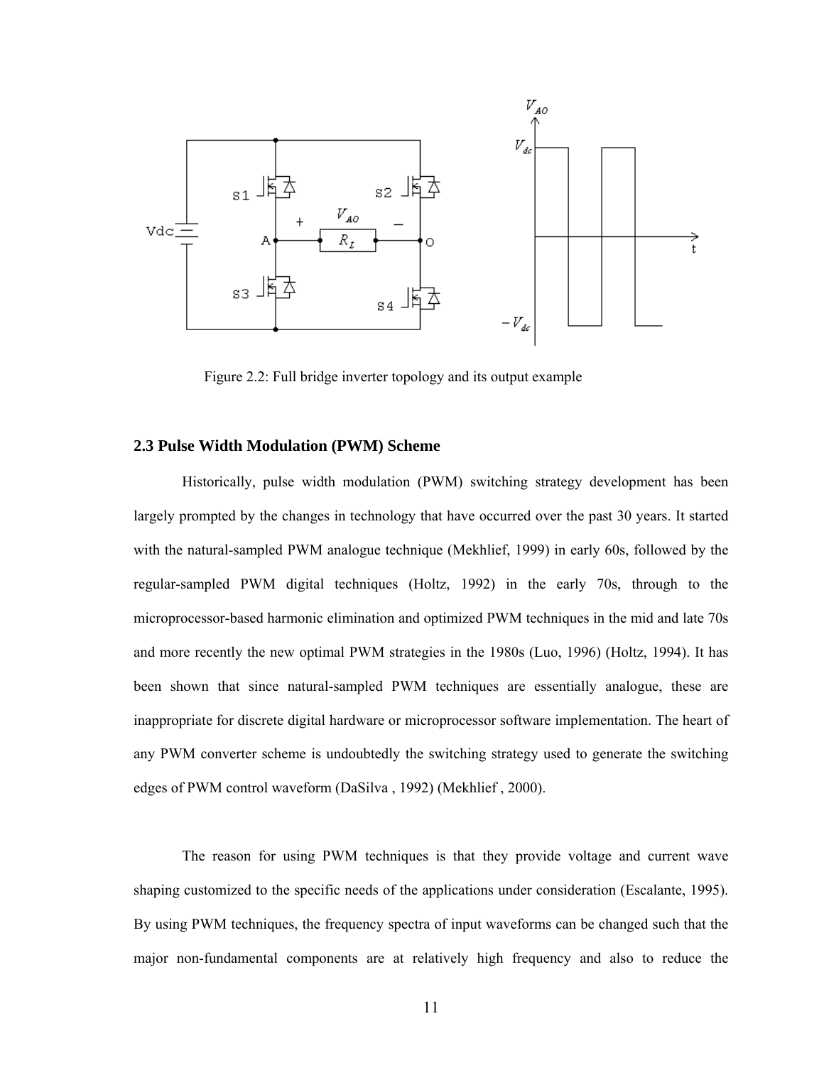Vdc

S1

S2

S3

S4

A

O

$+$ $V_{AO}$ $-$

$R_L$

$V_{AO}$

$V_{dc}$

$-V_{dc}$

t

Figure 2.2: Full bridge inverter topology and its output example

### 2.3 Pulse Width Modulation (PWM) Scheme

Historically, pulse width modulation (PWM) switching strategy development has been largely prompted by the changes in technology that have occurred over the past 30 years. It started with the natural-sampled PWM analogue technique (Mekhlief, 1999) in early 60s, followed by the regular-sampled PWM digital techniques (Holtz, 1992) in the early 70s, through to the microprocessor-based harmonic elimination and optimized PWM techniques in the mid and late 70s and more recently the new optimal PWM strategies in the 1980s (Luo, 1996) (Holtz, 1994). It has been shown that since natural-sampled PWM techniques are essentially analogue, these are inappropriate for discrete digital hardware or microprocessor software implementation. The heart of any PWM converter scheme is undoubtedly the switching strategy used to generate the switching edges of PWM control waveform (DaSilva , 1992) (Mekhlief , 2000).

The reason for using PWM techniques is that they provide voltage and current wave shaping customized to the specific needs of the applications under consideration (Escalante, 1995). By using PWM techniques, the frequency spectra of input waveforms can be changed such that the major non-fundamental components are at relatively high frequency and also to reduce the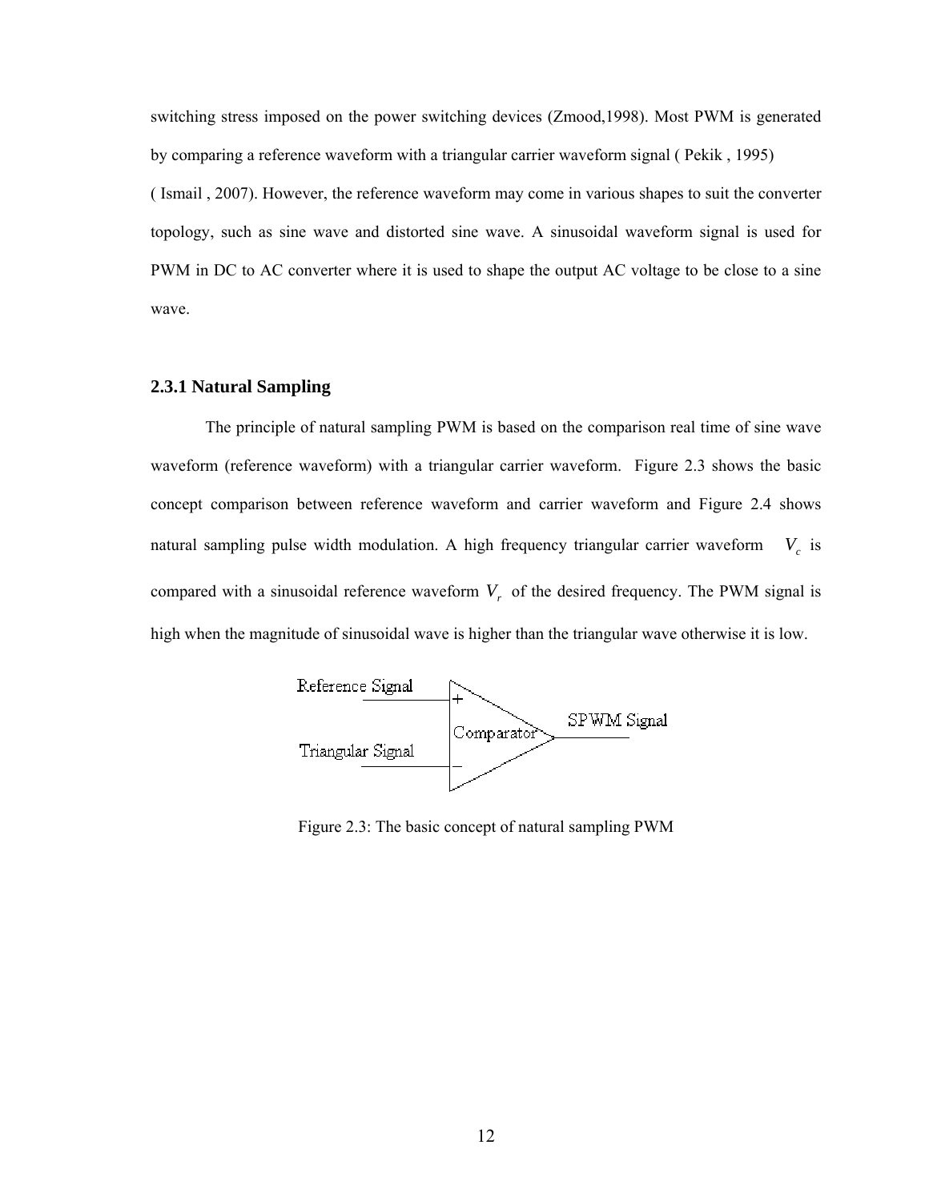switching stress imposed on the power switching devices (Zmood,1998). Most PWM is generated by comparing a reference waveform with a triangular carrier waveform signal ( Pekik , 1995) ( Ismail , 2007). However, the reference waveform may come in various shapes to suit the converter topology, such as sine wave and distorted sine wave. A sinusoidal waveform signal is used for PWM in DC to AC converter where it is used to shape the output AC voltage to be close to a sine wave.

### 2.3.1 Natural Sampling

The principle of natural sampling PWM is based on the comparison real time of sine wave waveform (reference waveform) with a triangular carrier waveform. Figure 2.3 shows the basic concept comparison between reference waveform and carrier waveform and Figure 2.4 shows natural sampling pulse width modulation. A high frequency triangular carrier waveform $V_c$ is compared with a sinusoidal reference waveform $V_r$ of the desired frequency. The PWM signal is high when the magnitude of sinusoidal wave is higher than the triangular wave otherwise it is low.

Reference Signal

Triangular Signal

Comparator

SPWM Signal

Figure 2.3: The basic concept of natural sampling PWM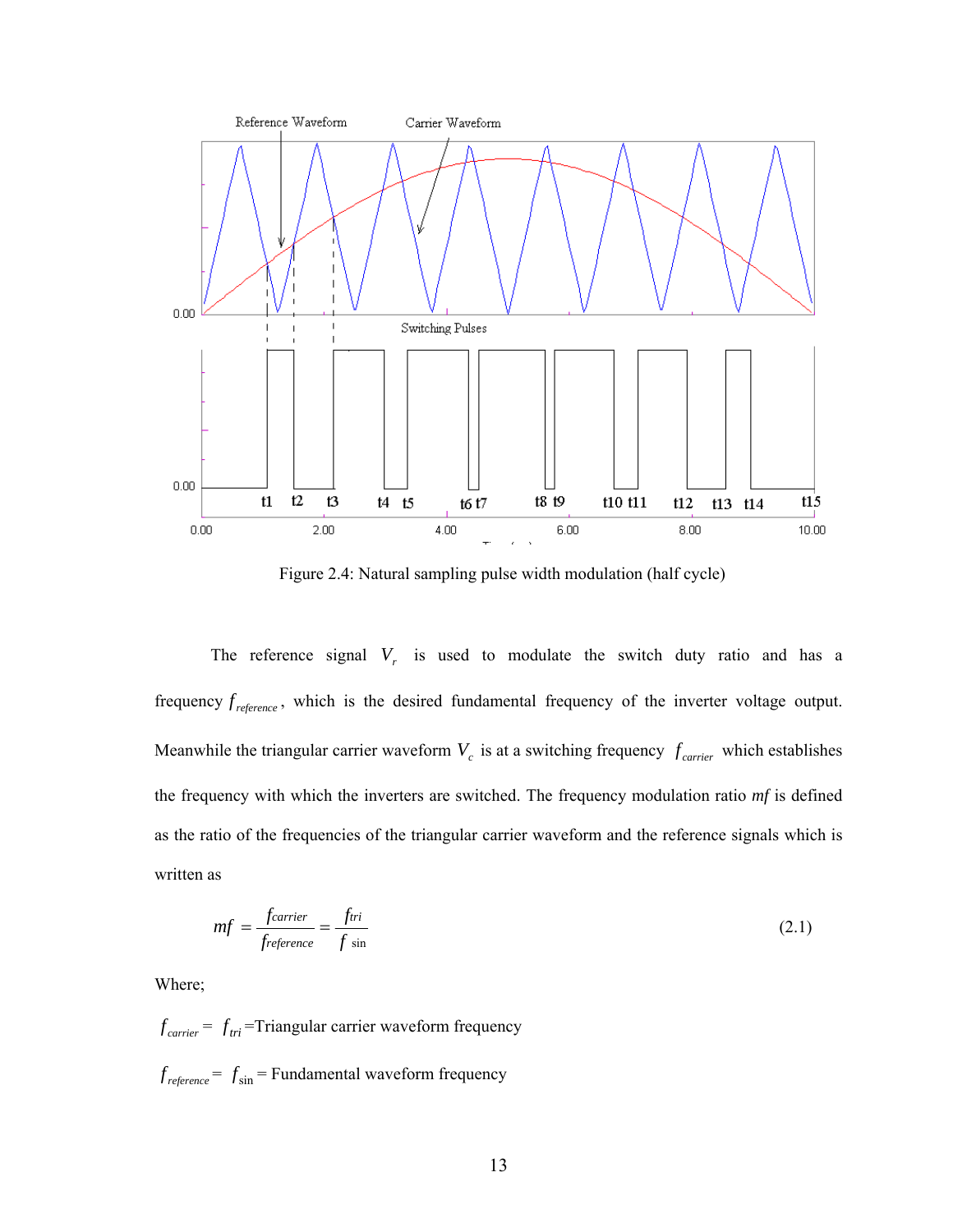Reference Waveform

Carrier Waveform

0.00

Switching Pulses

0.00

t1 t2 t3 t4 t5 t6 t7 t8 t9 t10 t11 t12 t13 t14 t15

0.00 2.00 4.00 6.00 8.00 10.00

Figure 2.4: Natural sampling pulse width modulation (half cycle)

The reference signal $V_r$ is used to modulate the switch duty ratio and has a frequency $f_{reference}$, which is the desired fundamental frequency of the inverter voltage output. Meanwhile the triangular carrier waveform $V_c$ is at a switching frequency $f_{carrier}$ which establishes the frequency with which the inverters are switched. The frequency modulation ratio *mf* is defined as the ratio of the frequencies of the triangular carrier waveform and the reference signals which is written as

$$mf = \frac{f_{carrier}}{f_{reference}} = \frac{f_{tri}}{f_{\sin}} \tag{2.1}$$

Where;

$f_{carrier} = f_{tri}$ =Triangular carrier waveform frequency

$f_{reference} = f_{\sin}$ = Fundamental waveform frequency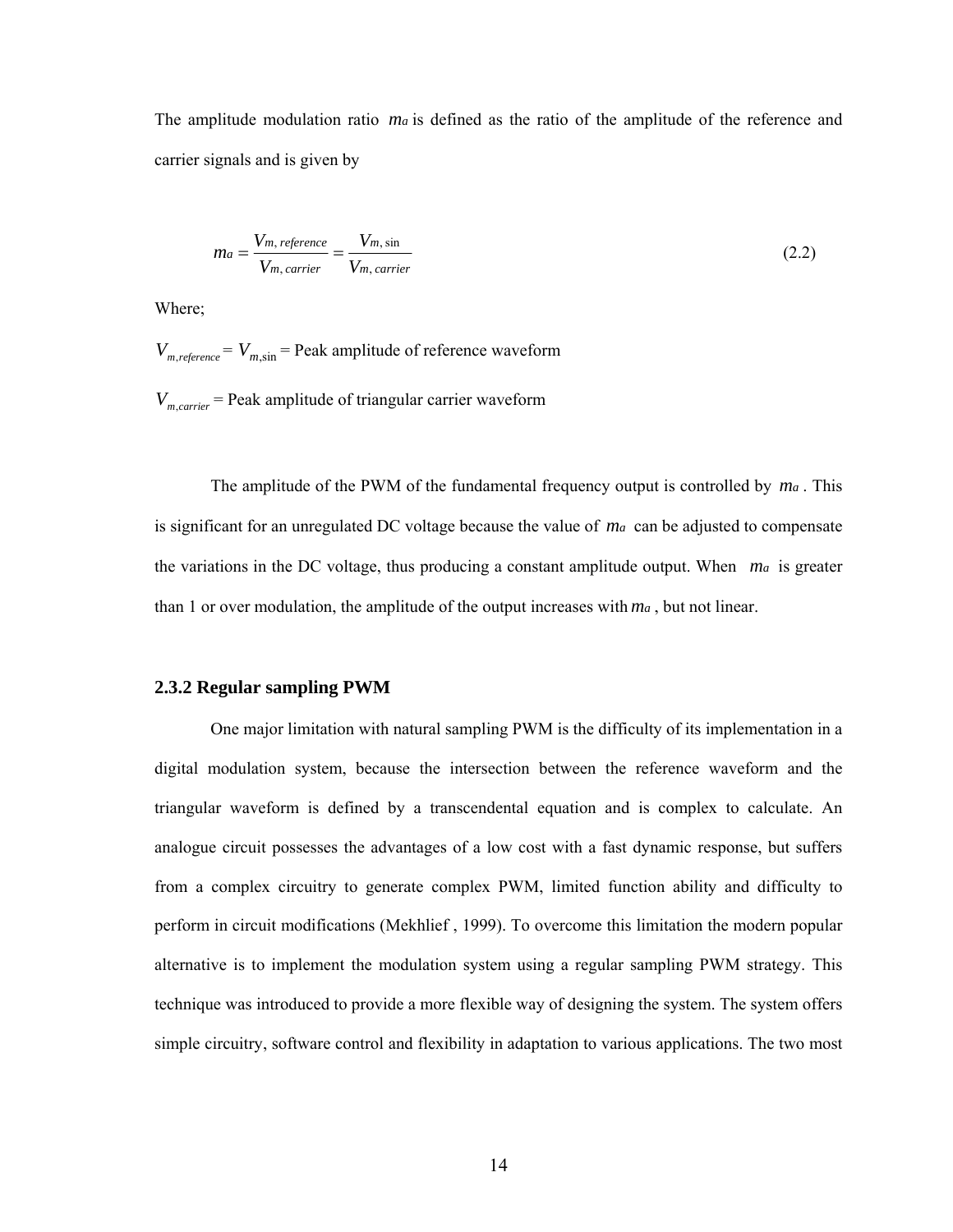The amplitude modulation ratio $m_a$ is defined as the ratio of the amplitude of the reference and carrier signals and is given by

$$m_a = \frac{V_{m,\, reference}}{V_{m,\, carrier}} = \frac{V_{m,\, \sin}}{V_{m,\, carrier}} \tag{2.2}$$

Where;

$V_{m,reference} = V_{m,\sin}$ = Peak amplitude of reference waveform

$V_{m,carrier}$ = Peak amplitude of triangular carrier waveform

The amplitude of the PWM of the fundamental frequency output is controlled by $m_a$. This is significant for an unregulated DC voltage because the value of $m_a$ can be adjusted to compensate the variations in the DC voltage, thus producing a constant amplitude output. When $m_a$ is greater than 1 or over modulation, the amplitude of the output increases with $m_a$, but not linear.

### 2.3.2 Regular sampling PWM

One major limitation with natural sampling PWM is the difficulty of its implementation in a digital modulation system, because the intersection between the reference waveform and the triangular waveform is defined by a transcendental equation and is complex to calculate. An analogue circuit possesses the advantages of a low cost with a fast dynamic response, but suffers from a complex circuitry to generate complex PWM, limited function ability and difficulty to perform in circuit modifications (Mekhlief , 1999). To overcome this limitation the modern popular alternative is to implement the modulation system using a regular sampling PWM strategy. This technique was introduced to provide a more flexible way of designing the system. The system offers simple circuitry, software control and flexibility in adaptation to various applications. The two most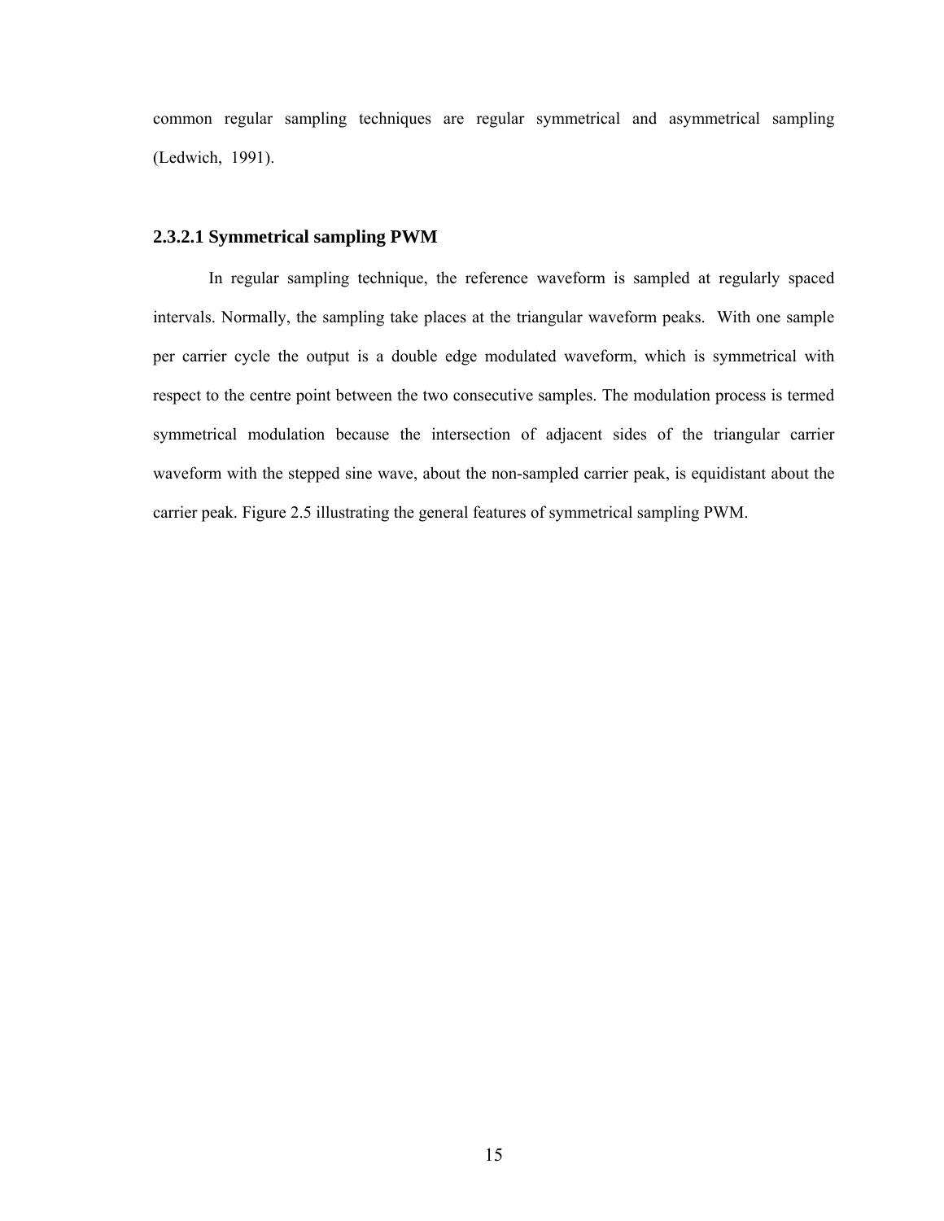common regular sampling techniques are regular symmetrical and asymmetrical sampling (Ledwich, 1991).

#### 2.3.2.1 Symmetrical sampling PWM

In regular sampling technique, the reference waveform is sampled at regularly spaced intervals. Normally, the sampling take places at the triangular waveform peaks. With one sample per carrier cycle the output is a double edge modulated waveform, which is symmetrical with respect to the centre point between the two consecutive samples. The modulation process is termed symmetrical modulation because the intersection of adjacent sides of the triangular carrier waveform with the stepped sine wave, about the non-sampled carrier peak, is equidistant about the carrier peak. Figure 2.5 illustrating the general features of symmetrical sampling PWM.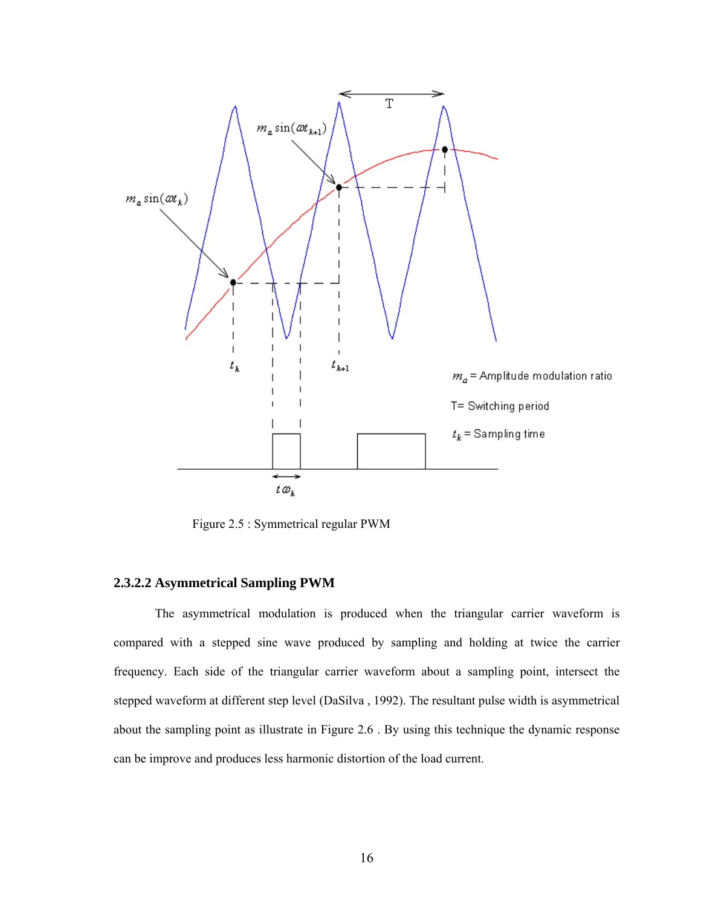$m_a \sin(\omega t_{k+1})$

T

$m_a \sin(\omega t_k)$

$t_k$

$t_{k+1}$

$m_a$ = Amplitude modulation ratio

T= Switching period

$t_k$ = Sampling time

$t\omega_k$

Figure 2.5 : Symmetrical regular PWM

#### 2.3.2.2 Asymmetrical Sampling PWM

The asymmetrical modulation is produced when the triangular carrier waveform is compared with a stepped sine wave produced by sampling and holding at twice the carrier frequency. Each side of the triangular carrier waveform about a sampling point, intersect the stepped waveform at different step level (DaSilva , 1992). The resultant pulse width is asymmetrical about the sampling point as illustrate in Figure 2.6 . By using this technique the dynamic response can be improve and produces less harmonic distortion of the load current.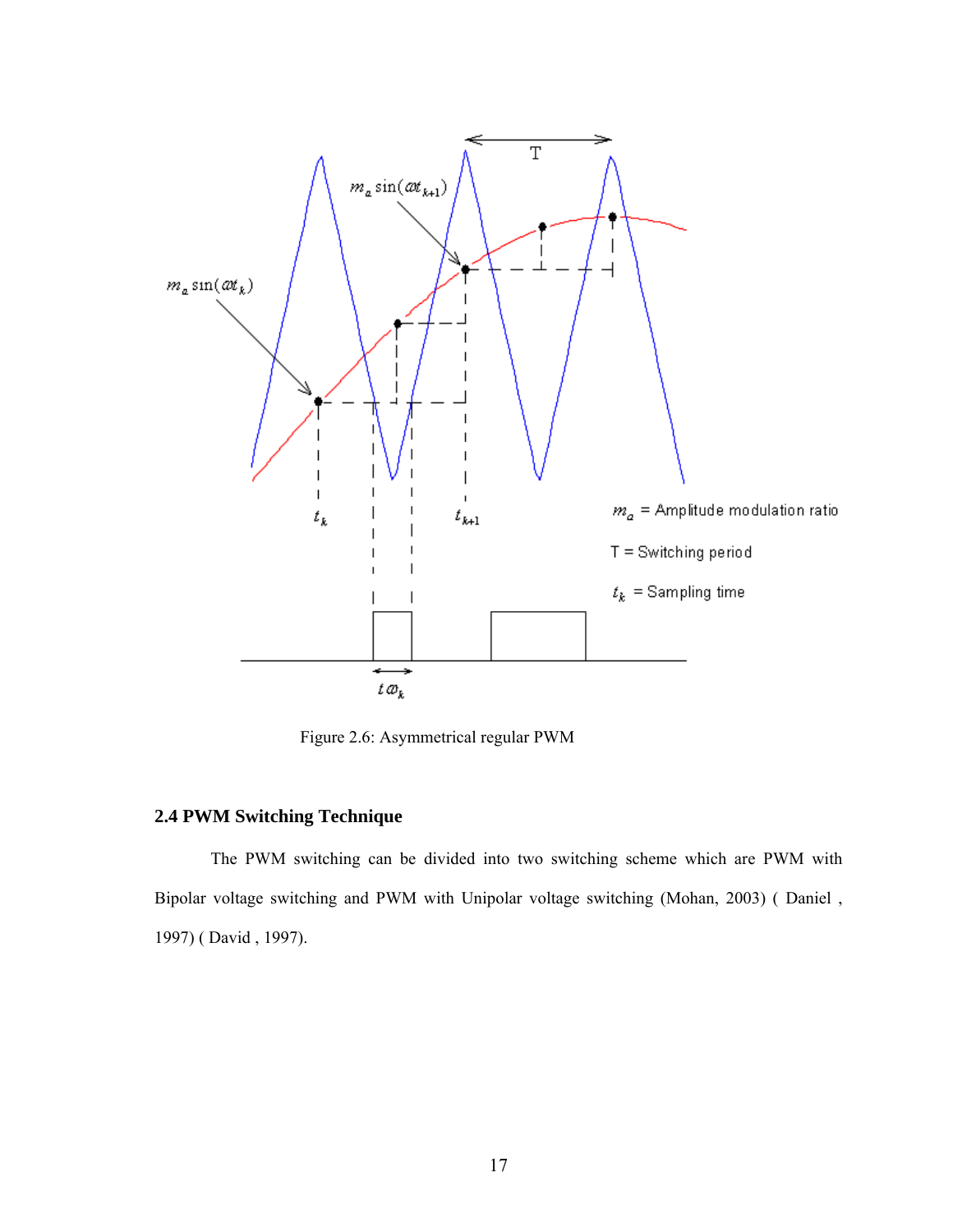$m_a \sin(\omega t_{k+1})$

$m_a \sin(\omega t_k)$

T

$t_k$

$t_{k+1}$

$m_a$ = Amplitude modulation ratio

T = Switching period

$t_k$ = Sampling time

$t\omega_k$

Figure 2.6: Asymmetrical regular PWM

### 2.4 PWM Switching Technique

The PWM switching can be divided into two switching scheme which are PWM with Bipolar voltage switching and PWM with Unipolar voltage switching (Mohan, 2003) ( Daniel , 1997) ( David , 1997).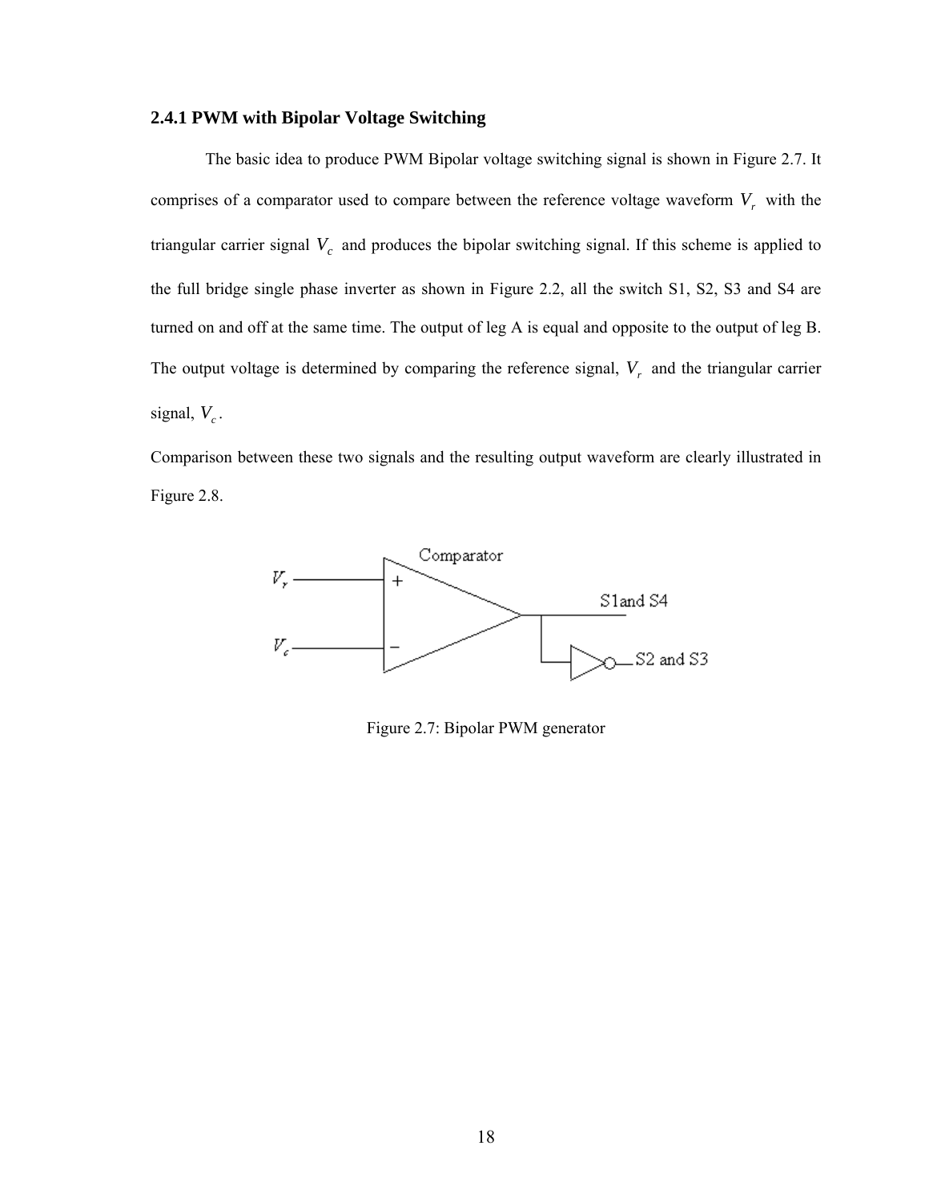### 2.4.1 PWM with Bipolar Voltage Switching

The basic idea to produce PWM Bipolar voltage switching signal is shown in Figure 2.7. It comprises of a comparator used to compare between the reference voltage waveform $V_r$ with the triangular carrier signal $V_c$ and produces the bipolar switching signal. If this scheme is applied to the full bridge single phase inverter as shown in Figure 2.2, all the switch S1, S2, S3 and S4 are turned on and off at the same time. The output of leg A is equal and opposite to the output of leg B. The output voltage is determined by comparing the reference signal, $V_r$ and the triangular carrier signal, $V_c$.

Comparison between these two signals and the resulting output waveform are clearly illustrated in Figure 2.8.

Comparator

$V_r$

$V_c$

+

−

S1and S4

S2 and S3

Figure 2.7: Bipolar PWM generator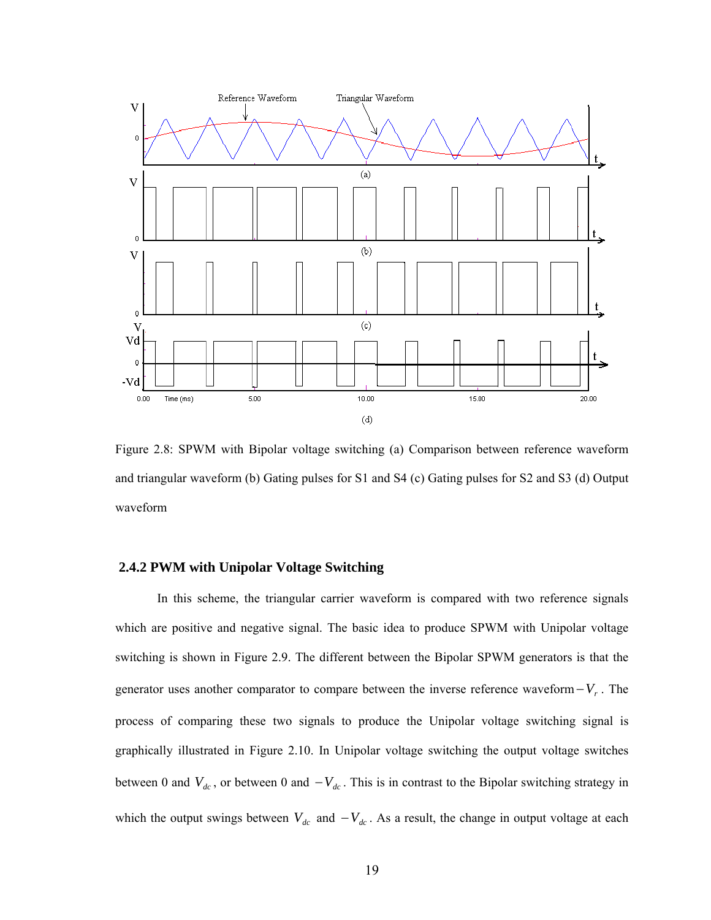Reference Waveform

Triangular Waveform

V

0

t

(a)

V

0

t

(b)

V

0

t

(c)

V

Vd

0

-Vd

t

0.00 Time (ms) 5.00 10.00 15.00 20.00

(d)

Figure 2.8: SPWM with Bipolar voltage switching (a) Comparison between reference waveform and triangular waveform (b) Gating pulses for S1 and S4 (c) Gating pulses for S2 and S3 (d) Output waveform

### 2.4.2 PWM with Unipolar Voltage Switching

In this scheme, the triangular carrier waveform is compared with two reference signals which are positive and negative signal. The basic idea to produce SPWM with Unipolar voltage switching is shown in Figure 2.9. The different between the Bipolar SPWM generators is that the generator uses another comparator to compare between the inverse reference waveform $-V_r$. The process of comparing these two signals to produce the Unipolar voltage switching signal is graphically illustrated in Figure 2.10. In Unipolar voltage switching the output voltage switches between 0 and $V_{dc}$, or between 0 and $-V_{dc}$. This is in contrast to the Bipolar switching strategy in which the output swings between $V_{dc}$ and $-V_{dc}$. As a result, the change in output voltage at each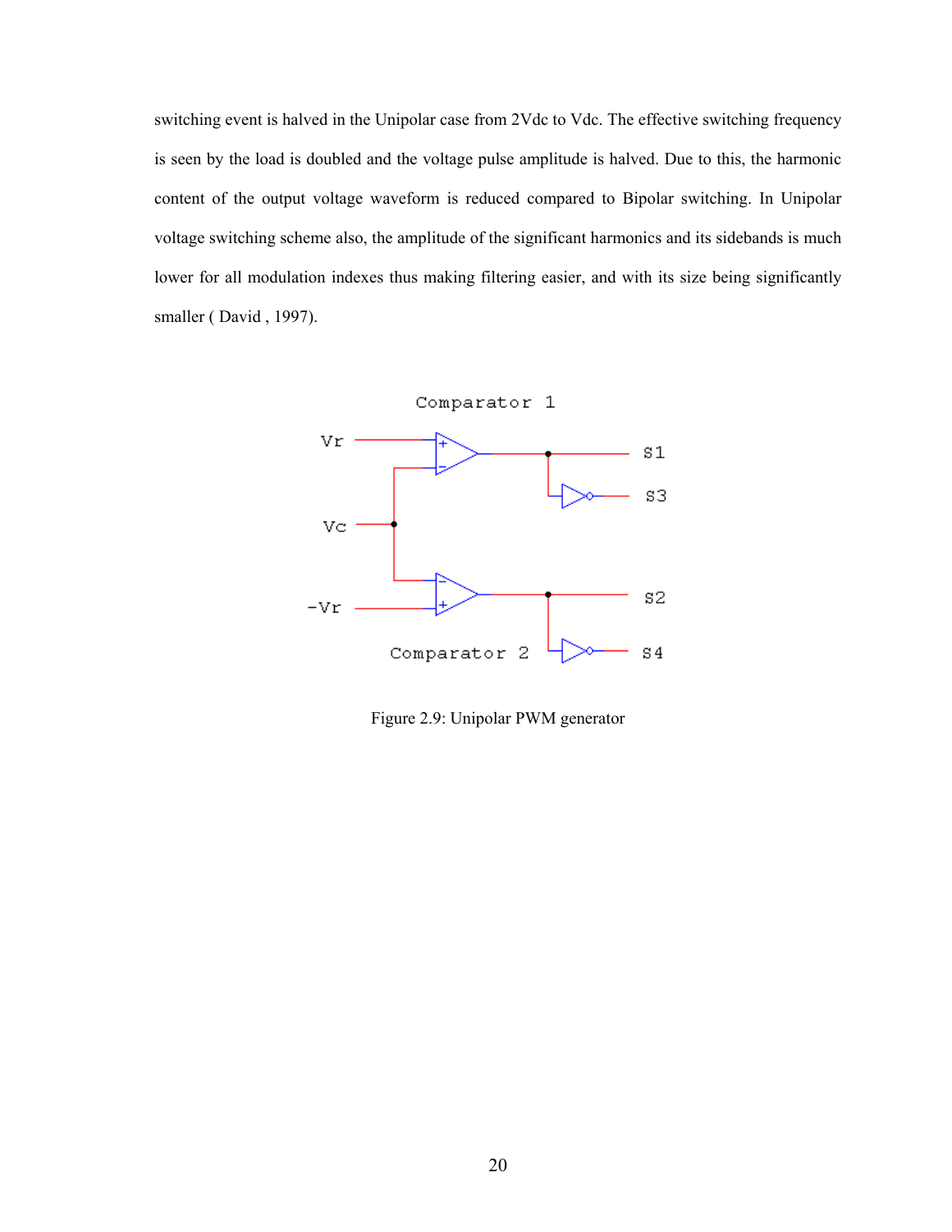switching event is halved in the Unipolar case from 2Vdc to Vdc. The effective switching frequency is seen by the load is doubled and the voltage pulse amplitude is halved. Due to this, the harmonic content of the output voltage waveform is reduced compared to Bipolar switching. In Unipolar voltage switching scheme also, the amplitude of the significant harmonics and its sidebands is much lower for all modulation indexes thus making filtering easier, and with its size being significantly smaller ( David , 1997).

Comparator 1

Vr

Vc

-Vr

Comparator 2

S1

S3

S2

S4

Figure 2.9: Unipolar PWM generator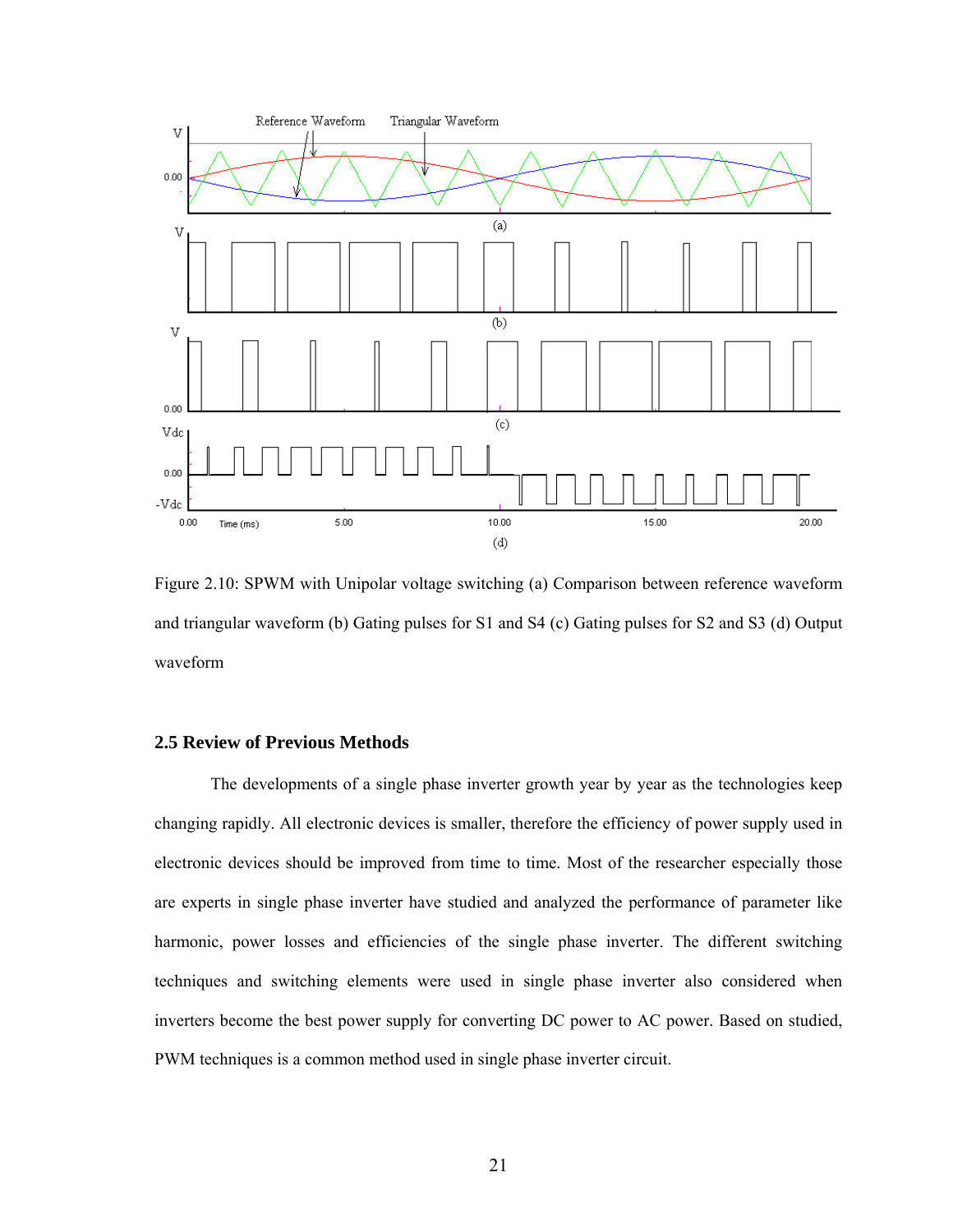Figure 2.10: SPWM with Unipolar voltage switching (a) Comparison between reference waveform and triangular waveform (b) Gating pulses for S1 and S4 (c) Gating pulses for S2 and S3 (d) Output waveform

## 2.5 Review of Previous Methods

The developments of a single phase inverter growth year by year as the technologies keep changing rapidly. All electronic devices is smaller, therefore the efficiency of power supply used in electronic devices should be improved from time to time. Most of the researcher especially those are experts in single phase inverter have studied and analyzed the performance of parameter like harmonic, power losses and efficiencies of the single phase inverter. The different switching techniques and switching elements were used in single phase inverter also considered when inverters become the best power supply for converting DC power to AC power. Based on studied, PWM techniques is a common method used in single phase inverter circuit.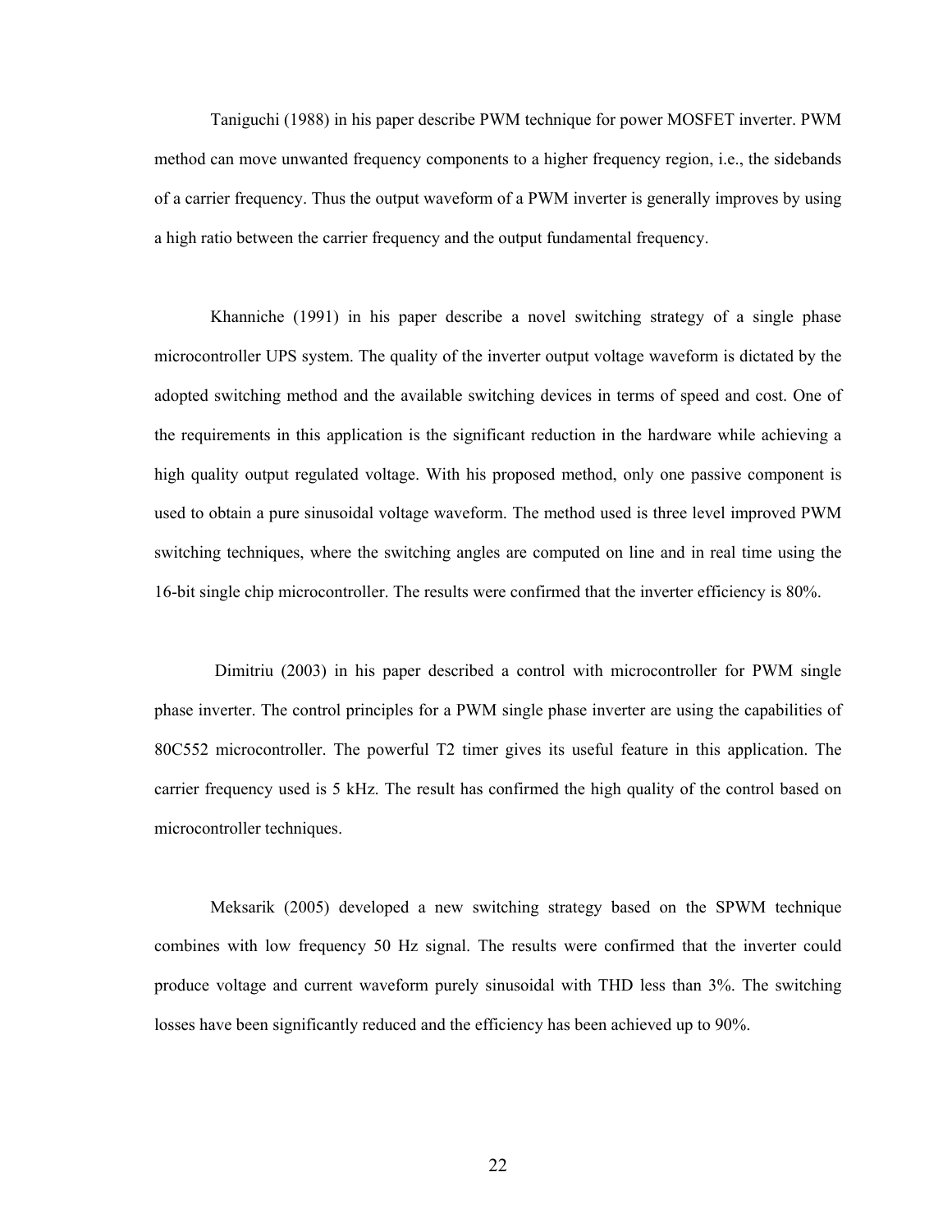Taniguchi (1988) in his paper describe PWM technique for power MOSFET inverter. PWM method can move unwanted frequency components to a higher frequency region, i.e., the sidebands of a carrier frequency. Thus the output waveform of a PWM inverter is generally improves by using a high ratio between the carrier frequency and the output fundamental frequency.

Khanniche (1991) in his paper describe a novel switching strategy of a single phase microcontroller UPS system. The quality of the inverter output voltage waveform is dictated by the adopted switching method and the available switching devices in terms of speed and cost. One of the requirements in this application is the significant reduction in the hardware while achieving a high quality output regulated voltage. With his proposed method, only one passive component is used to obtain a pure sinusoidal voltage waveform. The method used is three level improved PWM switching techniques, where the switching angles are computed on line and in real time using the 16-bit single chip microcontroller. The results were confirmed that the inverter efficiency is 80%.

Dimitriu (2003) in his paper described a control with microcontroller for PWM single phase inverter. The control principles for a PWM single phase inverter are using the capabilities of 80C552 microcontroller. The powerful T2 timer gives its useful feature in this application. The carrier frequency used is 5 kHz. The result has confirmed the high quality of the control based on microcontroller techniques.

Meksarik (2005) developed a new switching strategy based on the SPWM technique combines with low frequency 50 Hz signal. The results were confirmed that the inverter could produce voltage and current waveform purely sinusoidal with THD less than 3%. The switching losses have been significantly reduced and the efficiency has been achieved up to 90%.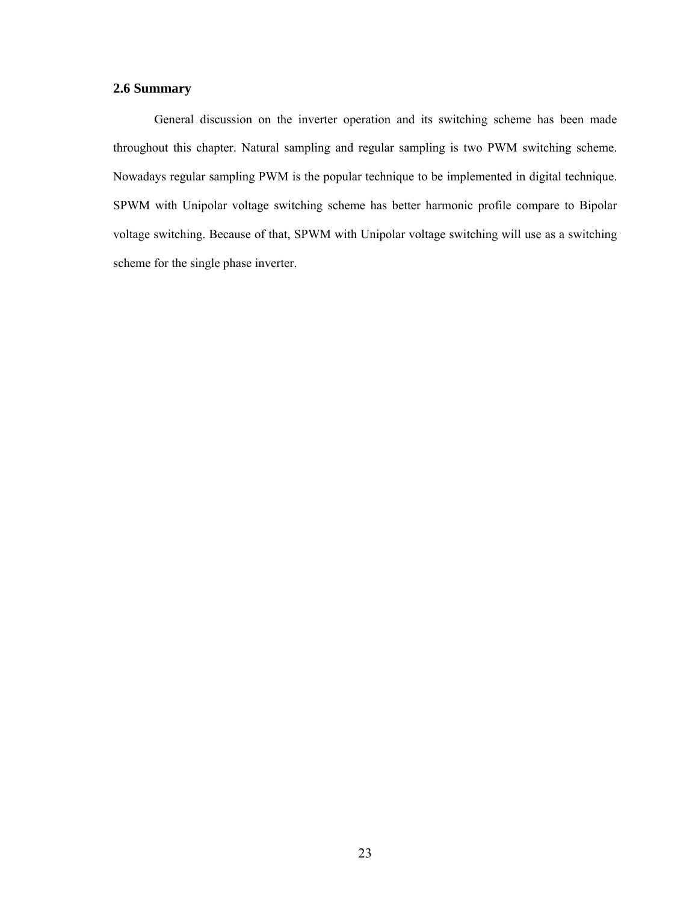## 2.6 Summary

General discussion on the inverter operation and its switching scheme has been made throughout this chapter. Natural sampling and regular sampling is two PWM switching scheme. Nowadays regular sampling PWM is the popular technique to be implemented in digital technique. SPWM with Unipolar voltage switching scheme has better harmonic profile compare to Bipolar voltage switching. Because of that, SPWM with Unipolar voltage switching will use as a switching scheme for the single phase inverter.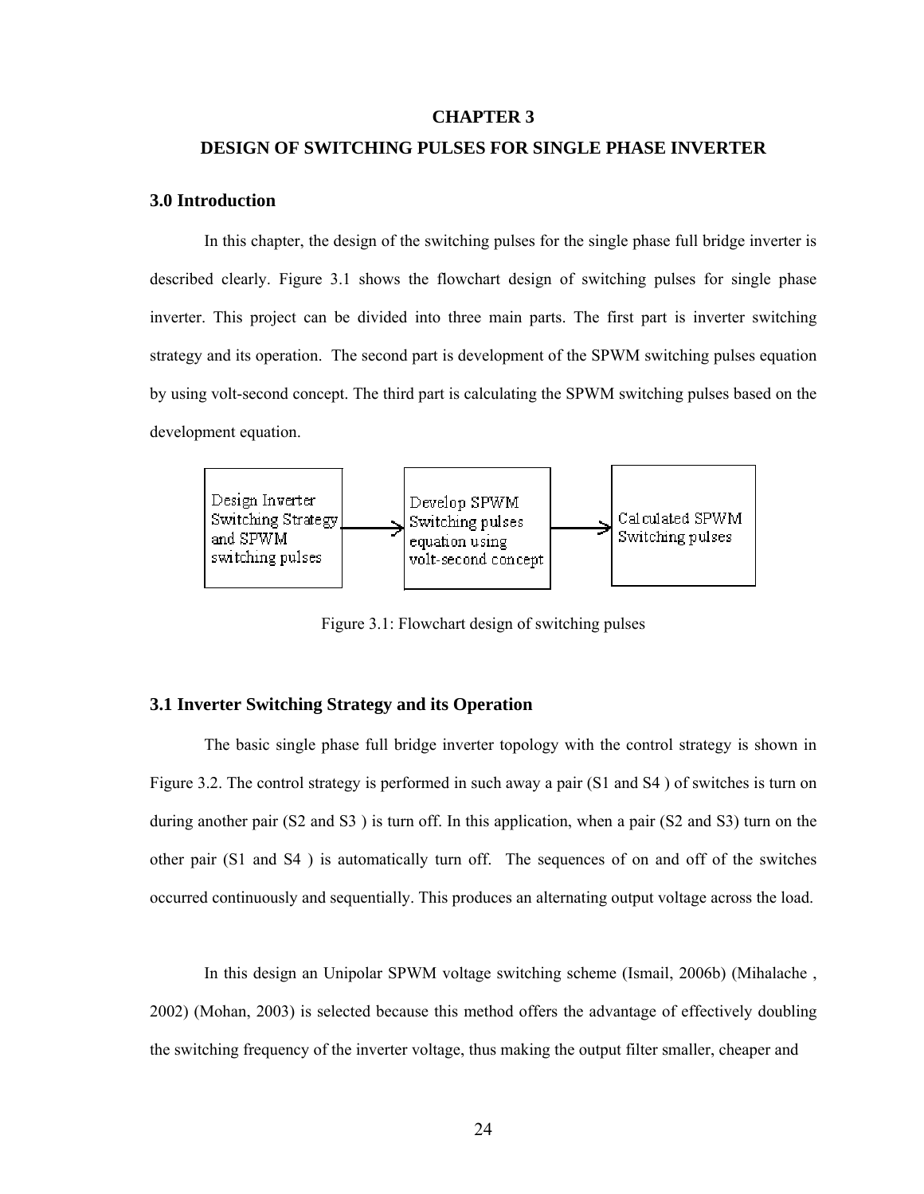# CHAPTER 3

# DESIGN OF SWITCHING PULSES FOR SINGLE PHASE INVERTER

## 3.0 Introduction

In this chapter, the design of the switching pulses for the single phase full bridge inverter is described clearly. Figure 3.1 shows the flowchart design of switching pulses for single phase inverter. This project can be divided into three main parts. The first part is inverter switching strategy and its operation. The second part is development of the SPWM switching pulses equation by using volt-second concept. The third part is calculating the SPWM switching pulses based on the development equation.

Design Inverter Switching Strategy and SPWM switching pulses → Develop SPWM Switching pulses equation using volt-second concept → Calculated SPWM Switching pulses

Figure 3.1: Flowchart design of switching pulses

## 3.1 Inverter Switching Strategy and its Operation

The basic single phase full bridge inverter topology with the control strategy is shown in Figure 3.2. The control strategy is performed in such away a pair (S1 and S4 ) of switches is turn on during another pair (S2 and S3 ) is turn off. In this application, when a pair (S2 and S3) turn on the other pair (S1 and S4 ) is automatically turn off. The sequences of on and off of the switches occurred continuously and sequentially. This produces an alternating output voltage across the load.

In this design an Unipolar SPWM voltage switching scheme (Ismail, 2006b) (Mihalache , 2002) (Mohan, 2003) is selected because this method offers the advantage of effectively doubling the switching frequency of the inverter voltage, thus making the output filter smaller, cheaper and